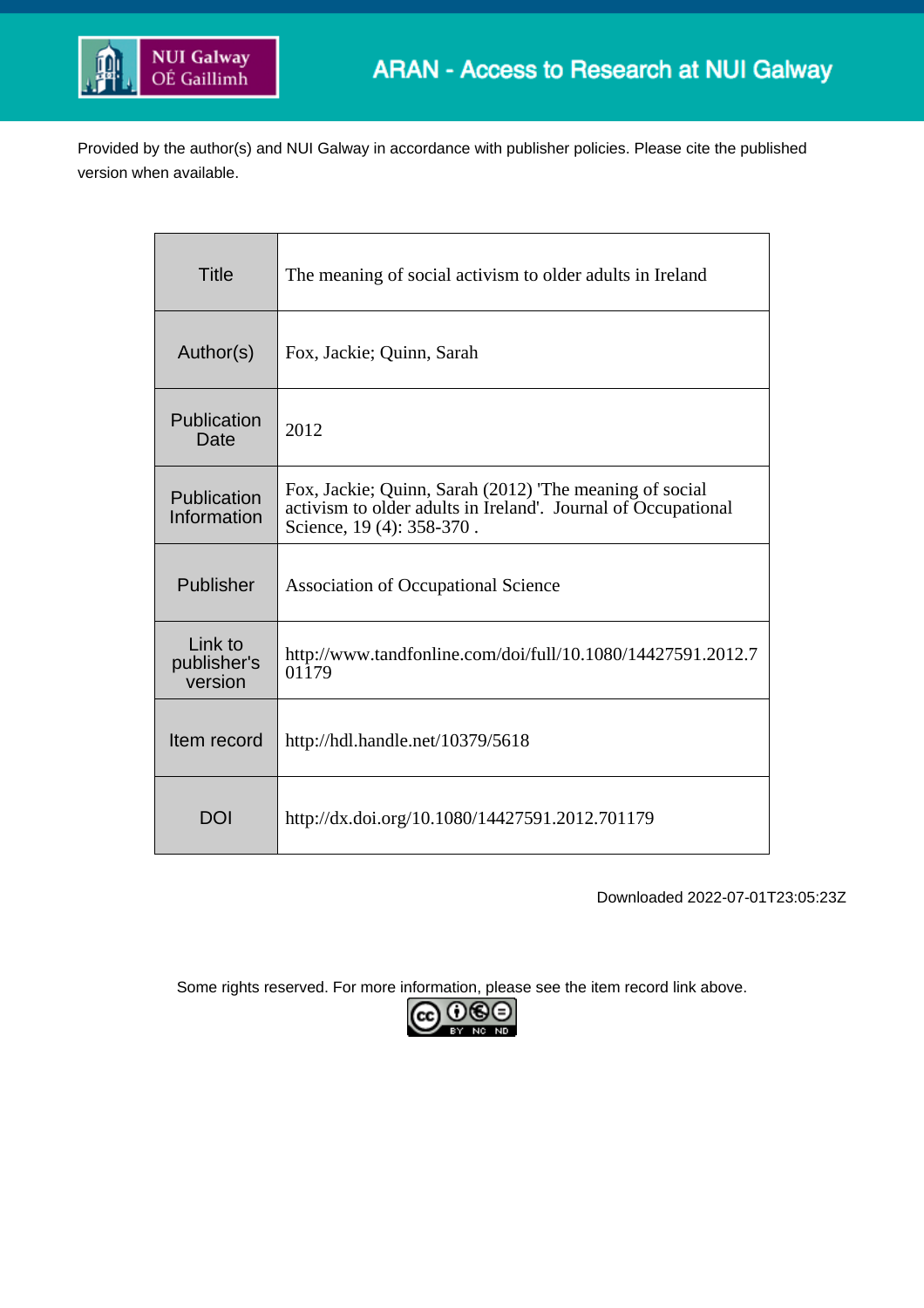Provided by the author(s) and NUI Galway in accordance with publisher policies. Please cite the published version when available.

| | |
|---|---|
| Title | The meaning of social activism to older adults in Ireland |
| Author(s) | Fox, Jackie; Quinn, Sarah |
| Publication Date | 2012 |
| Publication Information | Fox, Jackie; Quinn, Sarah (2012) 'The meaning of social activism to older adults in Ireland'. Journal of Occupational Science, 19 (4): 358-370 . |
| Publisher | Association of Occupational Science |
| Link to publisher's version | http://www.tandfonline.com/doi/full/10.1080/14427591.2012.701179 |
| Item record | http://hdl.handle.net/10379/5618 |
| DOI | http://dx.doi.org/10.1080/14427591.2012.701179 |

Downloaded 2022-07-01T23:05:23Z

Some rights reserved. For more information, please see the item record link above.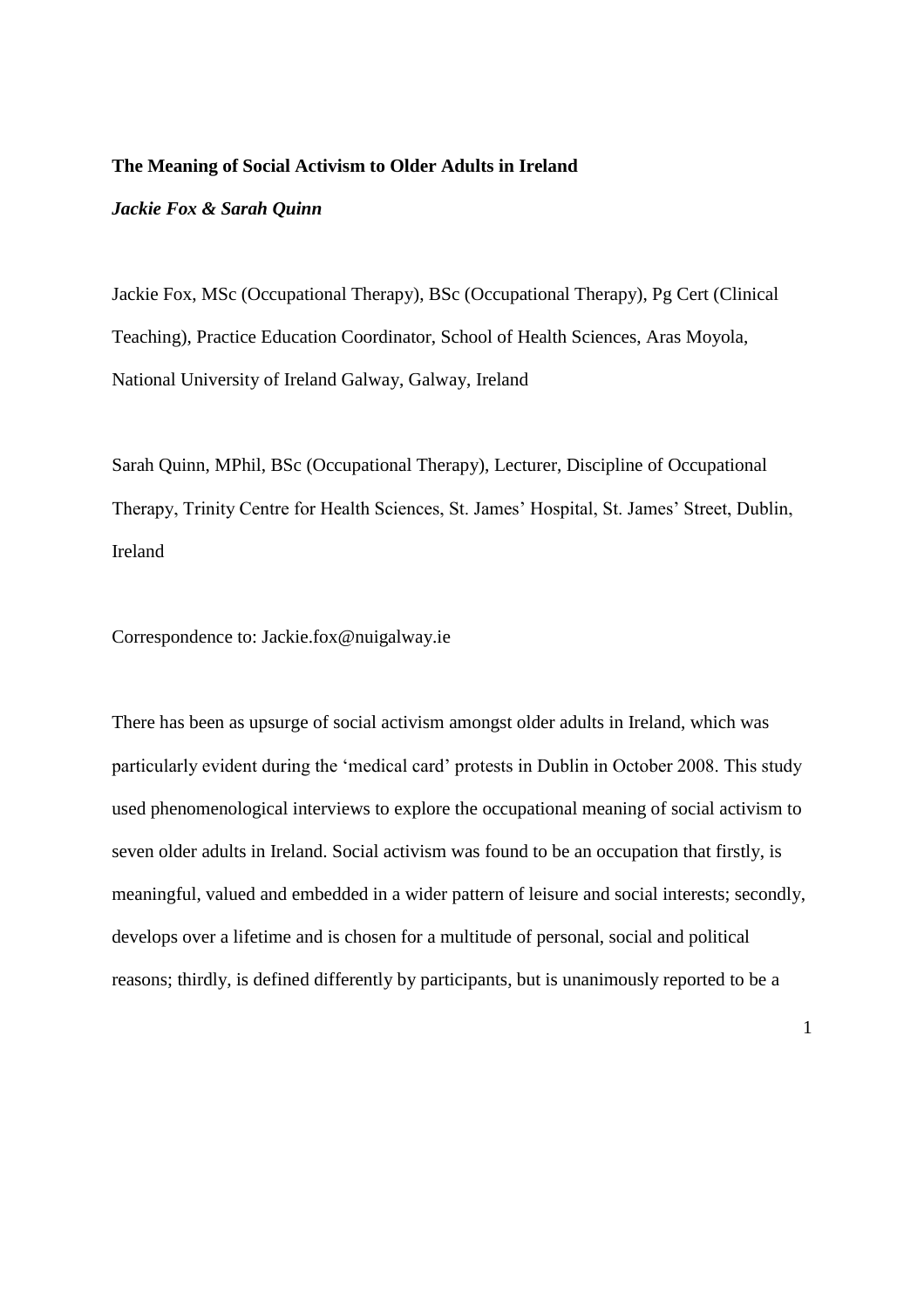**The Meaning of Social Activism to Older Adults in Ireland**

***Jackie Fox & Sarah Quinn***

Jackie Fox, MSc (Occupational Therapy), BSc (Occupational Therapy), Pg Cert (Clinical Teaching), Practice Education Coordinator, School of Health Sciences, Aras Moyola, National University of Ireland Galway, Galway, Ireland

Sarah Quinn, MPhil, BSc (Occupational Therapy), Lecturer, Discipline of Occupational Therapy, Trinity Centre for Health Sciences, St. James' Hospital, St. James' Street, Dublin, Ireland

Correspondence to: Jackie.fox@nuigalway.ie

There has been as upsurge of social activism amongst older adults in Ireland, which was particularly evident during the 'medical card' protests in Dublin in October 2008. This study used phenomenological interviews to explore the occupational meaning of social activism to seven older adults in Ireland. Social activism was found to be an occupation that firstly, is meaningful, valued and embedded in a wider pattern of leisure and social interests; secondly, develops over a lifetime and is chosen for a multitude of personal, social and political reasons; thirdly, is defined differently by participants, but is unanimously reported to be a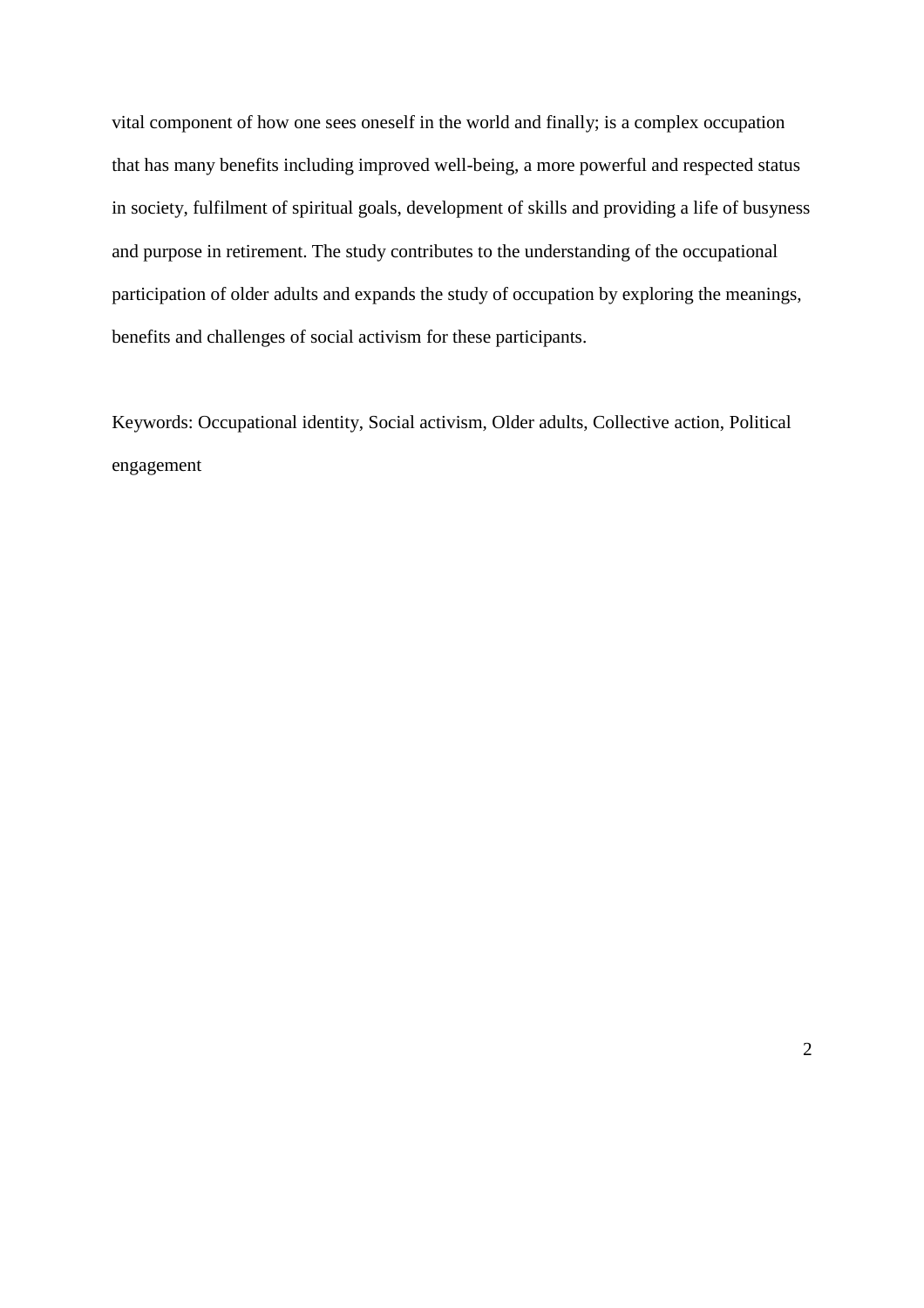vital component of how one sees oneself in the world and finally; is a complex occupation that has many benefits including improved well-being, a more powerful and respected status in society, fulfilment of spiritual goals, development of skills and providing a life of busyness and purpose in retirement. The study contributes to the understanding of the occupational participation of older adults and expands the study of occupation by exploring the meanings, benefits and challenges of social activism for these participants.

Keywords: Occupational identity, Social activism, Older adults, Collective action, Political engagement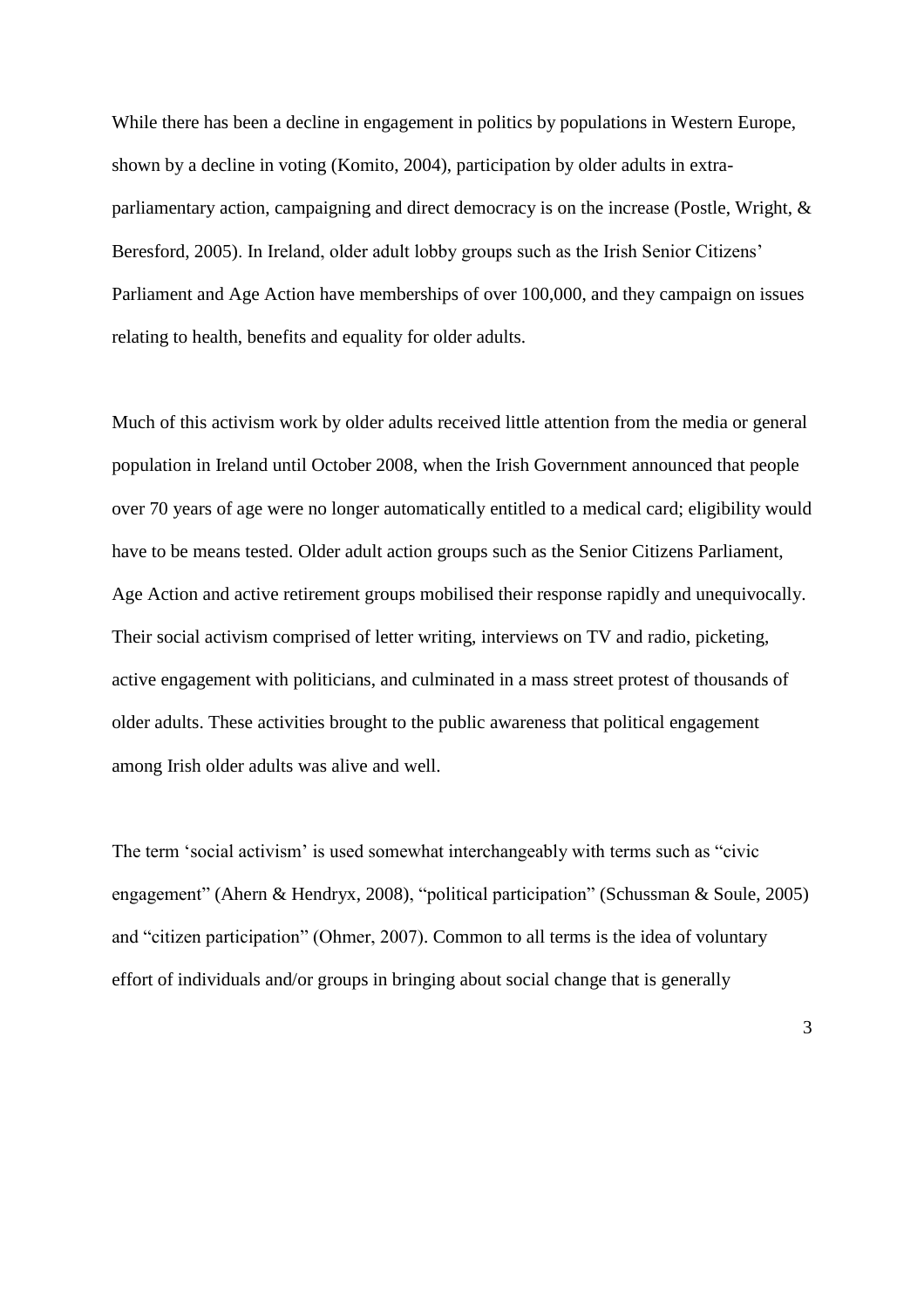While there has been a decline in engagement in politics by populations in Western Europe, shown by a decline in voting (Komito, 2004), participation by older adults in extra-parliamentary action, campaigning and direct democracy is on the increase (Postle, Wright, & Beresford, 2005). In Ireland, older adult lobby groups such as the Irish Senior Citizens' Parliament and Age Action have memberships of over 100,000, and they campaign on issues relating to health, benefits and equality for older adults.

Much of this activism work by older adults received little attention from the media or general population in Ireland until October 2008, when the Irish Government announced that people over 70 years of age were no longer automatically entitled to a medical card; eligibility would have to be means tested. Older adult action groups such as the Senior Citizens Parliament, Age Action and active retirement groups mobilised their response rapidly and unequivocally. Their social activism comprised of letter writing, interviews on TV and radio, picketing, active engagement with politicians, and culminated in a mass street protest of thousands of older adults. These activities brought to the public awareness that political engagement among Irish older adults was alive and well.

The term 'social activism' is used somewhat interchangeably with terms such as "civic engagement" (Ahern & Hendryx, 2008), "political participation" (Schussman & Soule, 2005) and "citizen participation" (Ohmer, 2007). Common to all terms is the idea of voluntary effort of individuals and/or groups in bringing about social change that is generally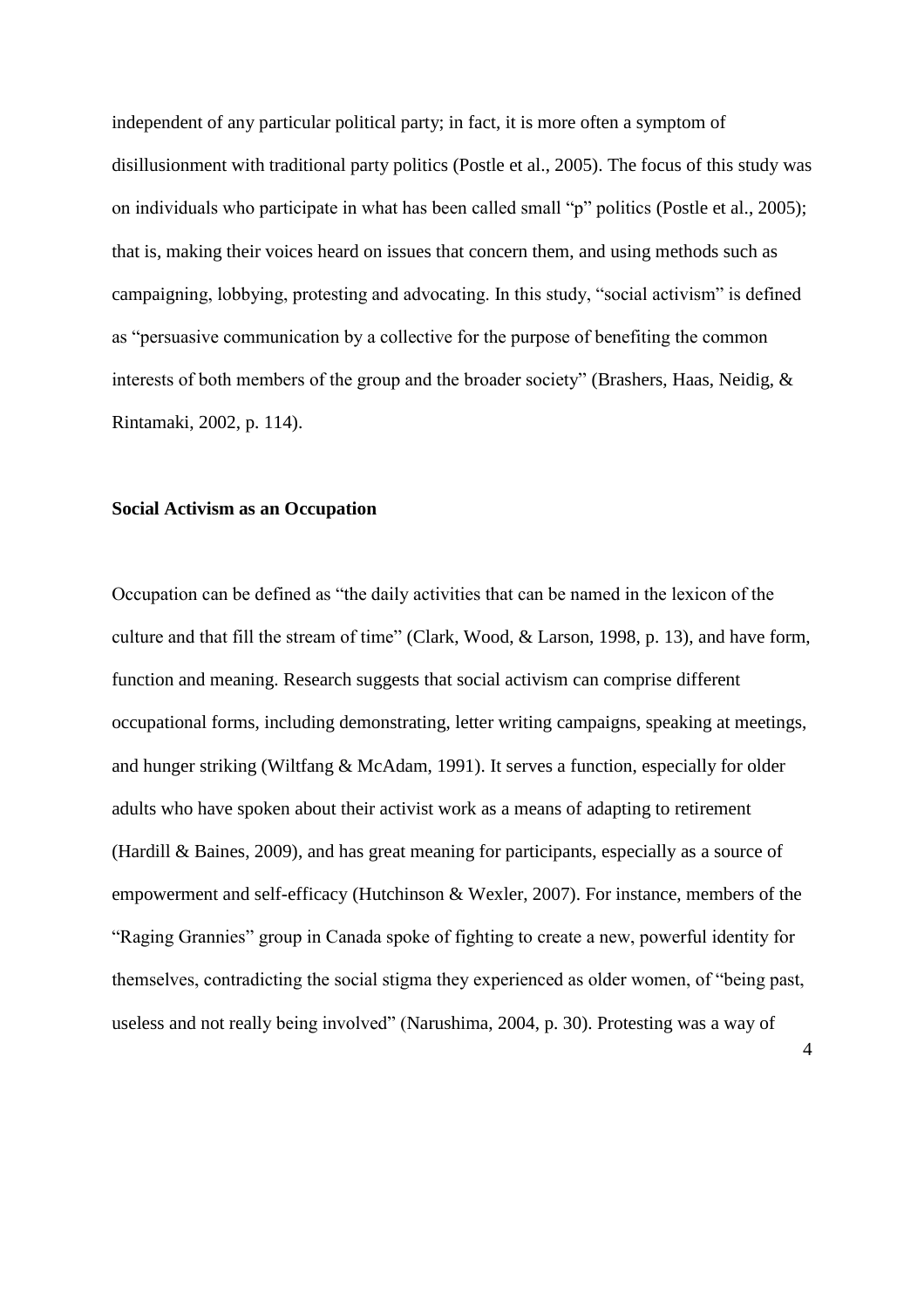independent of any particular political party; in fact, it is more often a symptom of disillusionment with traditional party politics (Postle et al., 2005). The focus of this study was on individuals who participate in what has been called small "p" politics (Postle et al., 2005); that is, making their voices heard on issues that concern them, and using methods such as campaigning, lobbying, protesting and advocating. In this study, "social activism" is defined as "persuasive communication by a collective for the purpose of benefiting the common interests of both members of the group and the broader society" (Brashers, Haas, Neidig, & Rintamaki, 2002, p. 114).

## Social Activism as an Occupation

Occupation can be defined as "the daily activities that can be named in the lexicon of the culture and that fill the stream of time" (Clark, Wood, & Larson, 1998, p. 13), and have form, function and meaning. Research suggests that social activism can comprise different occupational forms, including demonstrating, letter writing campaigns, speaking at meetings, and hunger striking (Wiltfang & McAdam, 1991). It serves a function, especially for older adults who have spoken about their activist work as a means of adapting to retirement (Hardill & Baines, 2009), and has great meaning for participants, especially as a source of empowerment and self-efficacy (Hutchinson & Wexler, 2007). For instance, members of the "Raging Grannies" group in Canada spoke of fighting to create a new, powerful identity for themselves, contradicting the social stigma they experienced as older women, of "being past, useless and not really being involved" (Narushima, 2004, p. 30). Protesting was a way of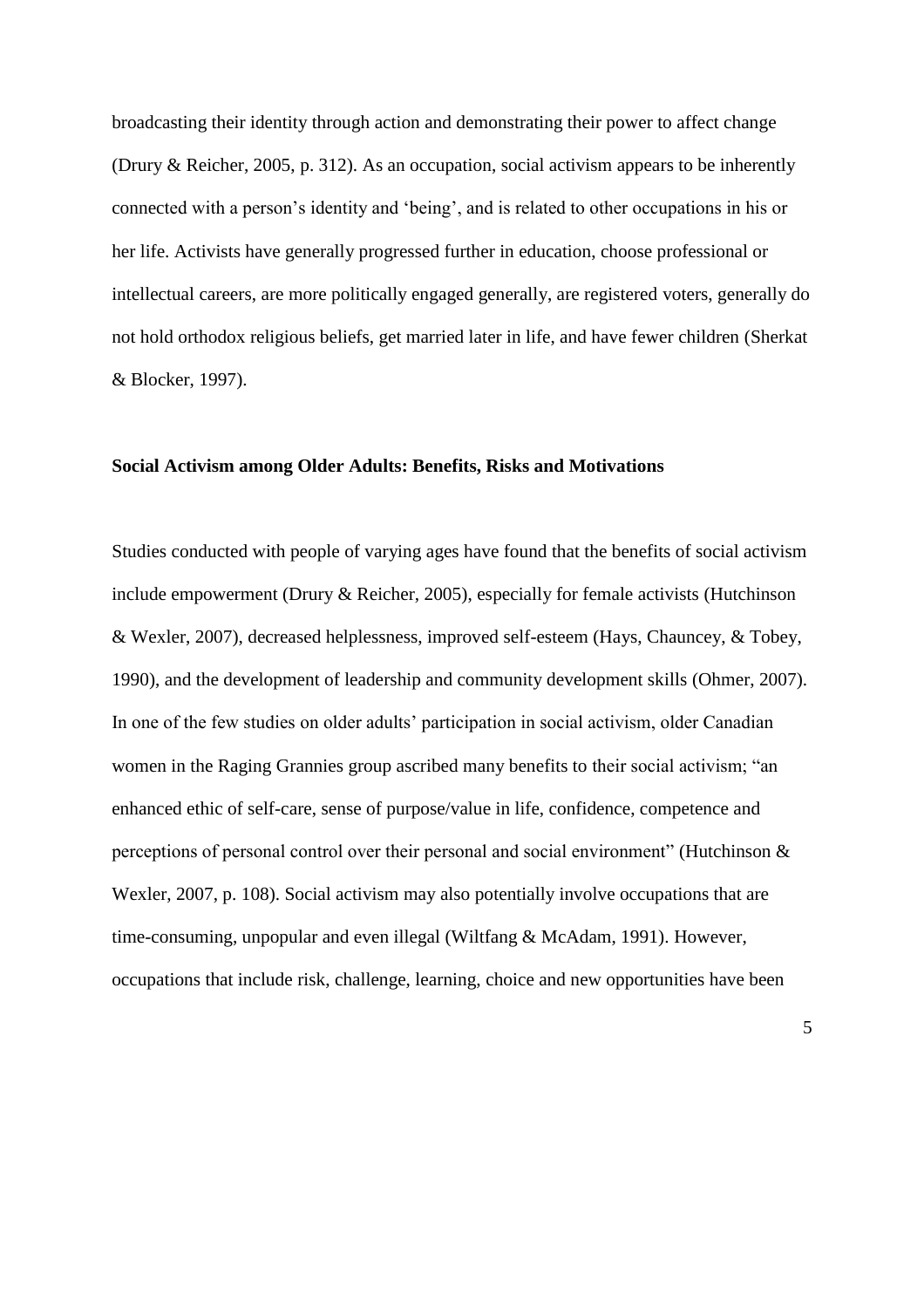broadcasting their identity through action and demonstrating their power to affect change (Drury & Reicher, 2005, p. 312). As an occupation, social activism appears to be inherently connected with a person's identity and 'being', and is related to other occupations in his or her life. Activists have generally progressed further in education, choose professional or intellectual careers, are more politically engaged generally, are registered voters, generally do not hold orthodox religious beliefs, get married later in life, and have fewer children (Sherkat & Blocker, 1997).

## Social Activism among Older Adults: Benefits, Risks and Motivations

Studies conducted with people of varying ages have found that the benefits of social activism include empowerment (Drury & Reicher, 2005), especially for female activists (Hutchinson & Wexler, 2007), decreased helplessness, improved self-esteem (Hays, Chauncey, & Tobey, 1990), and the development of leadership and community development skills (Ohmer, 2007). In one of the few studies on older adults' participation in social activism, older Canadian women in the Raging Grannies group ascribed many benefits to their social activism; "an enhanced ethic of self-care, sense of purpose/value in life, confidence, competence and perceptions of personal control over their personal and social environment" (Hutchinson & Wexler, 2007, p. 108). Social activism may also potentially involve occupations that are time-consuming, unpopular and even illegal (Wiltfang & McAdam, 1991). However, occupations that include risk, challenge, learning, choice and new opportunities have been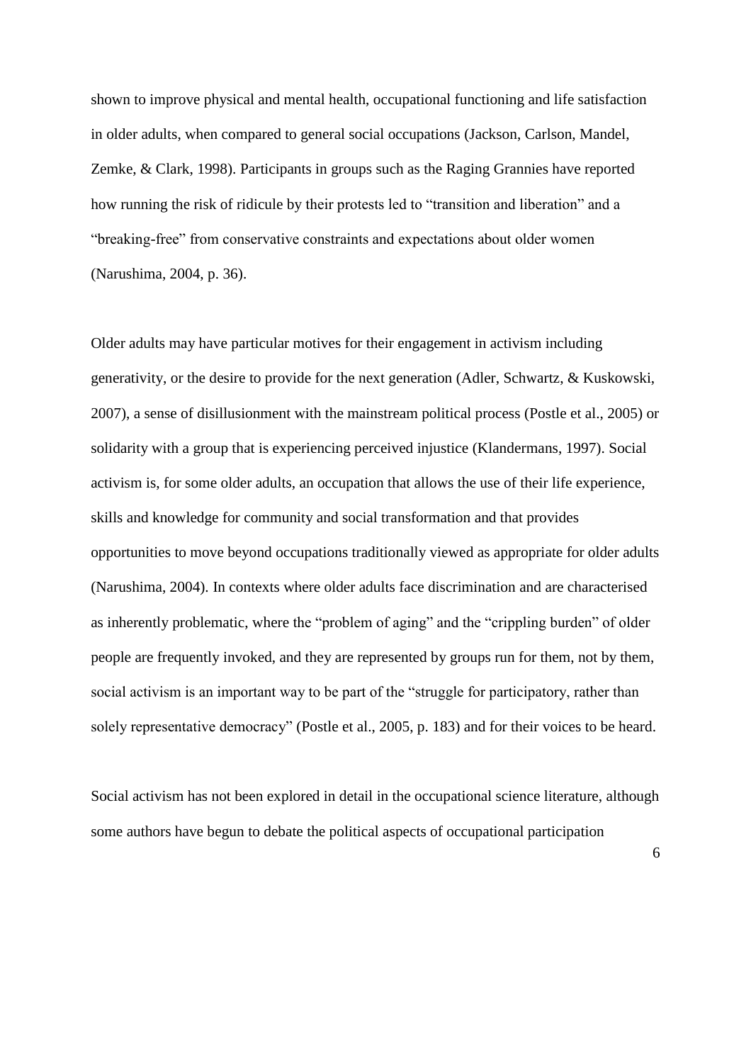shown to improve physical and mental health, occupational functioning and life satisfaction in older adults, when compared to general social occupations (Jackson, Carlson, Mandel, Zemke, & Clark, 1998). Participants in groups such as the Raging Grannies have reported how running the risk of ridicule by their protests led to "transition and liberation" and a "breaking-free" from conservative constraints and expectations about older women (Narushima, 2004, p. 36).

Older adults may have particular motives for their engagement in activism including generativity, or the desire to provide for the next generation (Adler, Schwartz, & Kuskowski, 2007), a sense of disillusionment with the mainstream political process (Postle et al., 2005) or solidarity with a group that is experiencing perceived injustice (Klandermans, 1997). Social activism is, for some older adults, an occupation that allows the use of their life experience, skills and knowledge for community and social transformation and that provides opportunities to move beyond occupations traditionally viewed as appropriate for older adults (Narushima, 2004). In contexts where older adults face discrimination and are characterised as inherently problematic, where the "problem of aging" and the "crippling burden" of older people are frequently invoked, and they are represented by groups run for them, not by them, social activism is an important way to be part of the "struggle for participatory, rather than solely representative democracy" (Postle et al., 2005, p. 183) and for their voices to be heard.

Social activism has not been explored in detail in the occupational science literature, although some authors have begun to debate the political aspects of occupational participation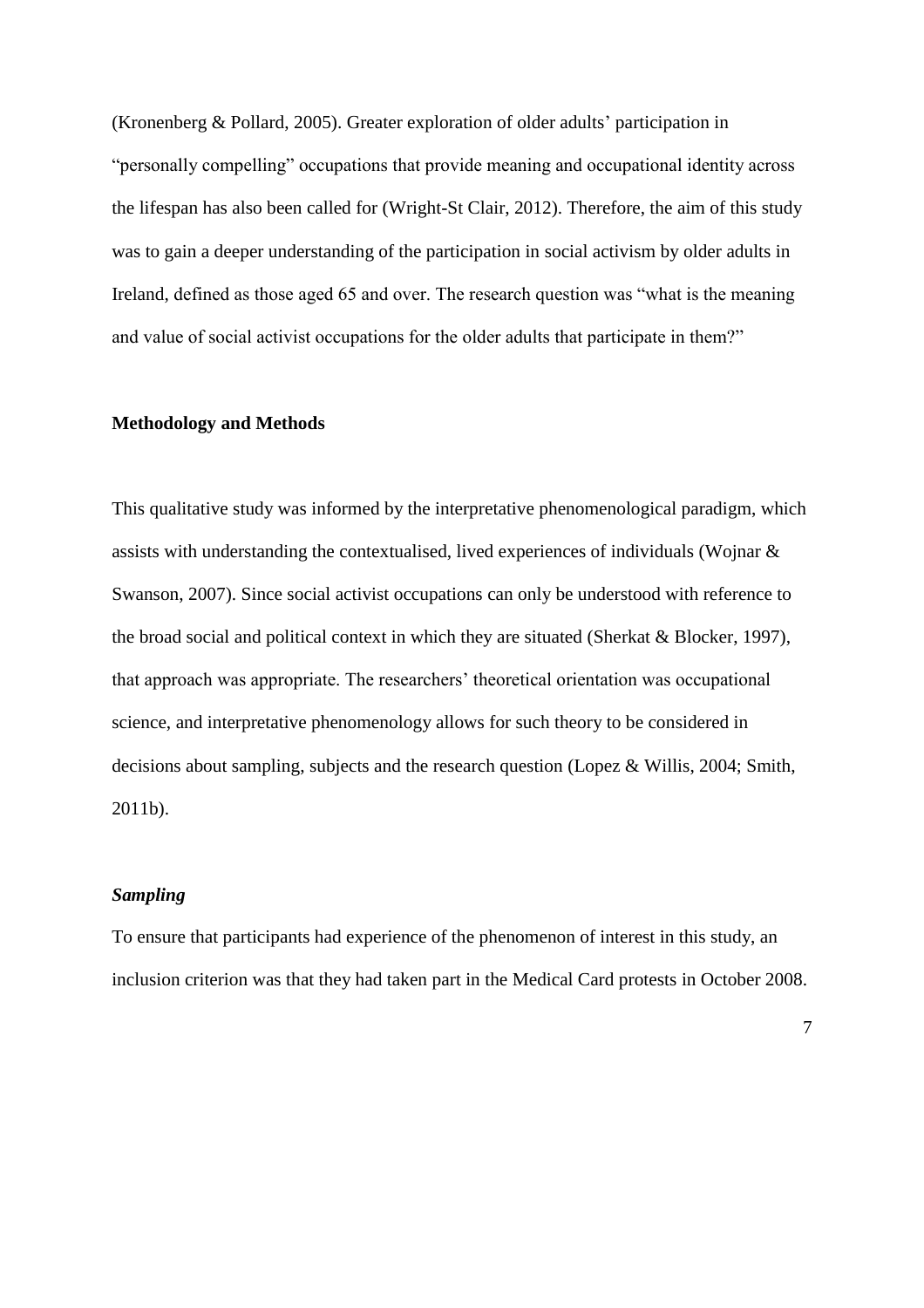(Kronenberg & Pollard, 2005). Greater exploration of older adults' participation in "personally compelling" occupations that provide meaning and occupational identity across the lifespan has also been called for (Wright-St Clair, 2012). Therefore, the aim of this study was to gain a deeper understanding of the participation in social activism by older adults in Ireland, defined as those aged 65 and over. The research question was "what is the meaning and value of social activist occupations for the older adults that participate in them?"

## Methodology and Methods

This qualitative study was informed by the interpretative phenomenological paradigm, which assists with understanding the contextualised, lived experiences of individuals (Wojnar & Swanson, 2007). Since social activist occupations can only be understood with reference to the broad social and political context in which they are situated (Sherkat & Blocker, 1997), that approach was appropriate. The researchers' theoretical orientation was occupational science, and interpretative phenomenology allows for such theory to be considered in decisions about sampling, subjects and the research question (Lopez & Willis, 2004; Smith, 2011b).

### *Sampling*

To ensure that participants had experience of the phenomenon of interest in this study, an inclusion criterion was that they had taken part in the Medical Card protests in October 2008.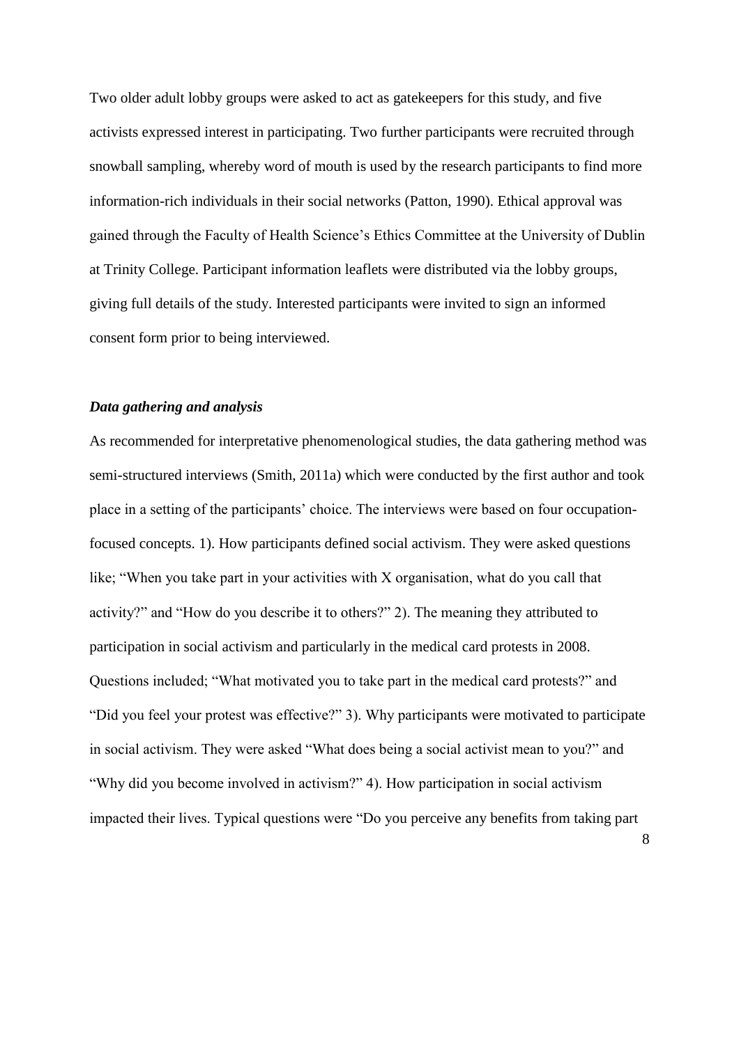Two older adult lobby groups were asked to act as gatekeepers for this study, and five activists expressed interest in participating. Two further participants were recruited through snowball sampling, whereby word of mouth is used by the research participants to find more information-rich individuals in their social networks (Patton, 1990). Ethical approval was gained through the Faculty of Health Science's Ethics Committee at the University of Dublin at Trinity College. Participant information leaflets were distributed via the lobby groups, giving full details of the study. Interested participants were invited to sign an informed consent form prior to being interviewed.

### *Data gathering and analysis*

As recommended for interpretative phenomenological studies, the data gathering method was semi-structured interviews (Smith, 2011a) which were conducted by the first author and took place in a setting of the participants' choice. The interviews were based on four occupation-focused concepts. 1). How participants defined social activism. They were asked questions like; "When you take part in your activities with X organisation, what do you call that activity?" and "How do you describe it to others?" 2). The meaning they attributed to participation in social activism and particularly in the medical card protests in 2008. Questions included; "What motivated you to take part in the medical card protests?" and "Did you feel your protest was effective?" 3). Why participants were motivated to participate in social activism. They were asked "What does being a social activist mean to you?" and "Why did you become involved in activism?" 4). How participation in social activism impacted their lives. Typical questions were "Do you perceive any benefits from taking part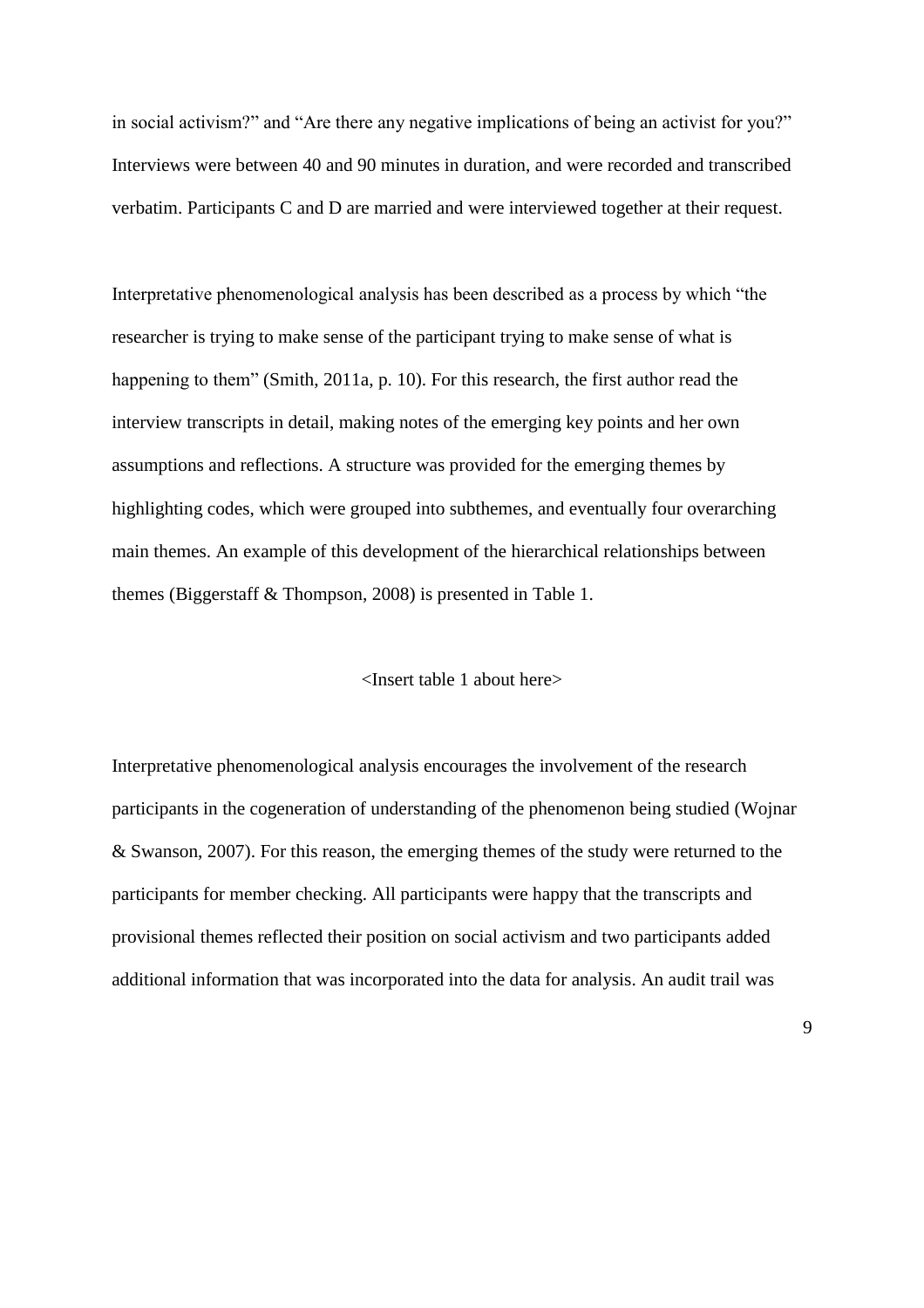in social activism?" and "Are there any negative implications of being an activist for you?" Interviews were between 40 and 90 minutes in duration, and were recorded and transcribed verbatim. Participants C and D are married and were interviewed together at their request.

Interpretative phenomenological analysis has been described as a process by which "the researcher is trying to make sense of the participant trying to make sense of what is happening to them" (Smith, 2011a, p. 10). For this research, the first author read the interview transcripts in detail, making notes of the emerging key points and her own assumptions and reflections. A structure was provided for the emerging themes by highlighting codes, which were grouped into subthemes, and eventually four overarching main themes. An example of this development of the hierarchical relationships between themes (Biggerstaff & Thompson, 2008) is presented in Table 1.

<Insert table 1 about here>

Interpretative phenomenological analysis encourages the involvement of the research participants in the cogeneration of understanding of the phenomenon being studied (Wojnar & Swanson, 2007). For this reason, the emerging themes of the study were returned to the participants for member checking. All participants were happy that the transcripts and provisional themes reflected their position on social activism and two participants added additional information that was incorporated into the data for analysis. An audit trail was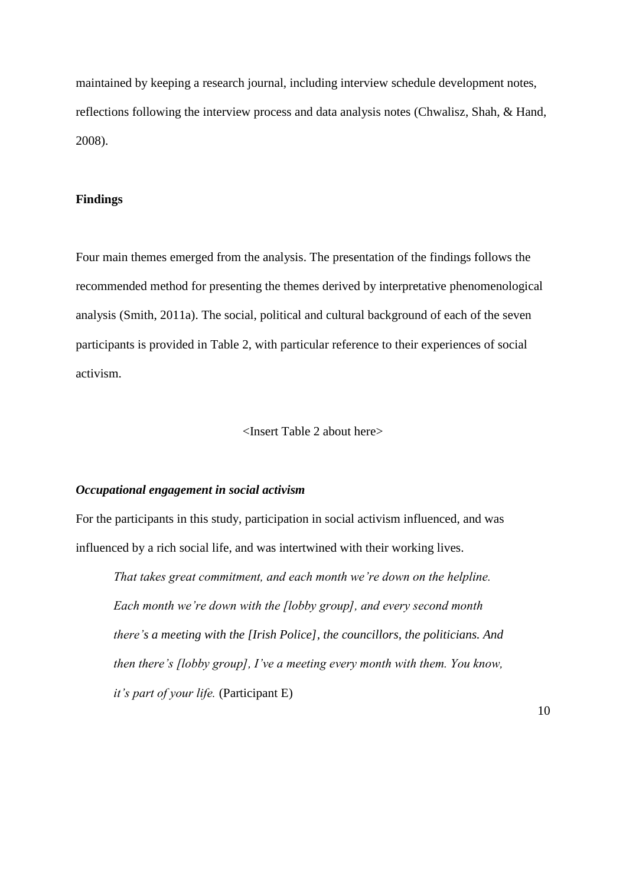maintained by keeping a research journal, including interview schedule development notes, reflections following the interview process and data analysis notes (Chwalisz, Shah, & Hand, 2008).

## Findings

Four main themes emerged from the analysis. The presentation of the findings follows the recommended method for presenting the themes derived by interpretative phenomenological analysis (Smith, 2011a). The social, political and cultural background of each of the seven participants is provided in Table 2, with particular reference to their experiences of social activism.

<Insert Table 2 about here>

### *Occupational engagement in social activism*

For the participants in this study, participation in social activism influenced, and was influenced by a rich social life, and was intertwined with their working lives.

> *That takes great commitment, and each month we're down on the helpline. Each month we're down with the [lobby group], and every second month there's a meeting with the [Irish Police], the councillors, the politicians. And then there's [lobby group], I've a meeting every month with them. You know, it's part of your life.* (Participant E)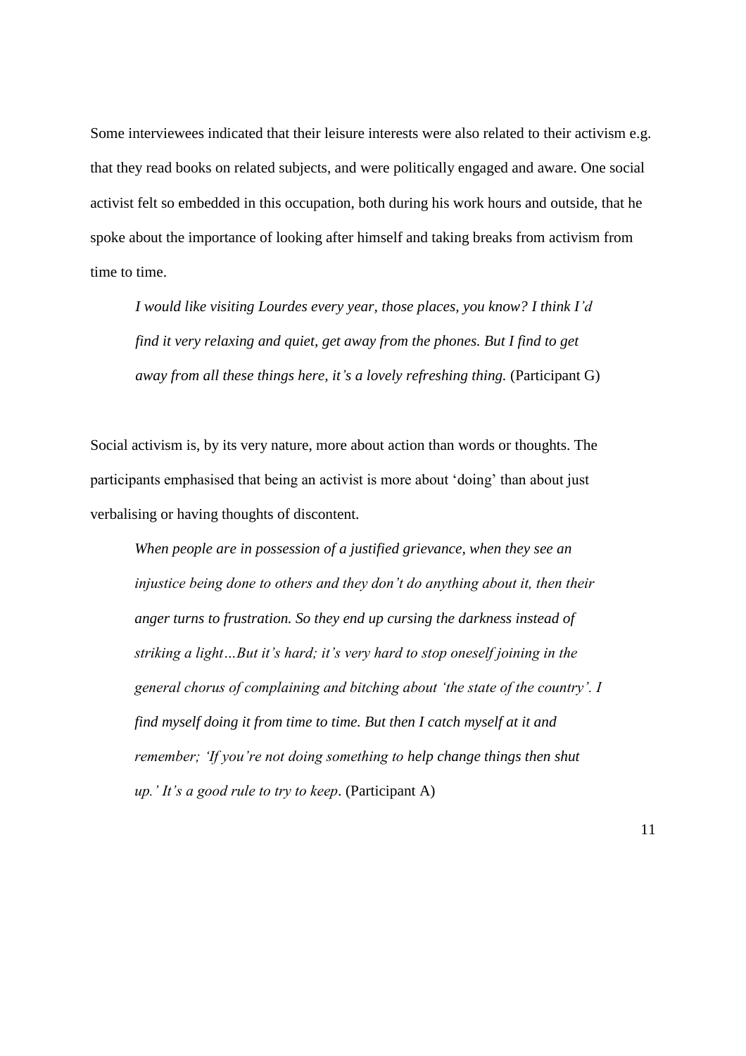Some interviewees indicated that their leisure interests were also related to their activism e.g. that they read books on related subjects, and were politically engaged and aware. One social activist felt so embedded in this occupation, both during his work hours and outside, that he spoke about the importance of looking after himself and taking breaks from activism from time to time.

> *I would like visiting Lourdes every year, those places, you know? I think I'd find it very relaxing and quiet, get away from the phones. But I find to get away from all these things here, it's a lovely refreshing thing.* (Participant G)

Social activism is, by its very nature, more about action than words or thoughts. The participants emphasised that being an activist is more about 'doing' than about just verbalising or having thoughts of discontent.

> *When people are in possession of a justified grievance, when they see an injustice being done to others and they don't do anything about it, then their anger turns to frustration. So they end up cursing the darkness instead of striking a light…But it's hard; it's very hard to stop oneself joining in the general chorus of complaining and bitching about 'the state of the country'. I find myself doing it from time to time. But then I catch myself at it and remember; 'If you're not doing something to help change things then shut up.' It's a good rule to try to keep*. (Participant A)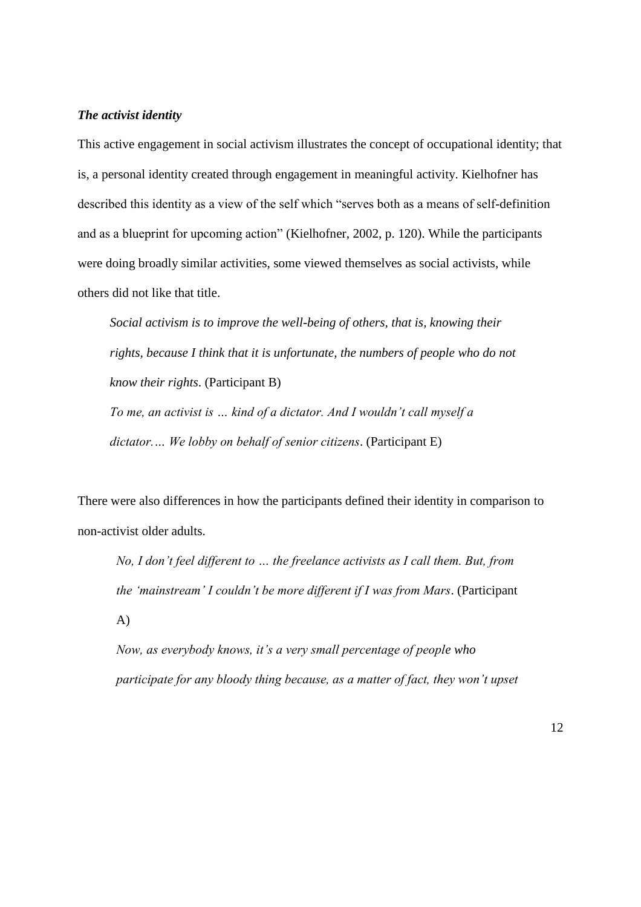### *The activist identity*

This active engagement in social activism illustrates the concept of occupational identity; that is, a personal identity created through engagement in meaningful activity. Kielhofner has described this identity as a view of the self which "serves both as a means of self-definition and as a blueprint for upcoming action" (Kielhofner, 2002, p. 120). While the participants were doing broadly similar activities, some viewed themselves as social activists, while others did not like that title.

> *Social activism is to improve the well-being of others, that is, knowing their rights, because I think that it is unfortunate, the numbers of people who do not know their rights.* (Participant B)
>
> *To me, an activist is … kind of a dictator. And I wouldn't call myself a dictator.… We lobby on behalf of senior citizens*. (Participant E)

There were also differences in how the participants defined their identity in comparison to non-activist older adults.

> *No, I don't feel different to … the freelance activists as I call them. But, from the 'mainstream' I couldn't be more different if I was from Mars*. (Participant A)
>
> *Now, as everybody knows, it's a very small percentage of people who participate for any bloody thing because, as a matter of fact, they won't upset*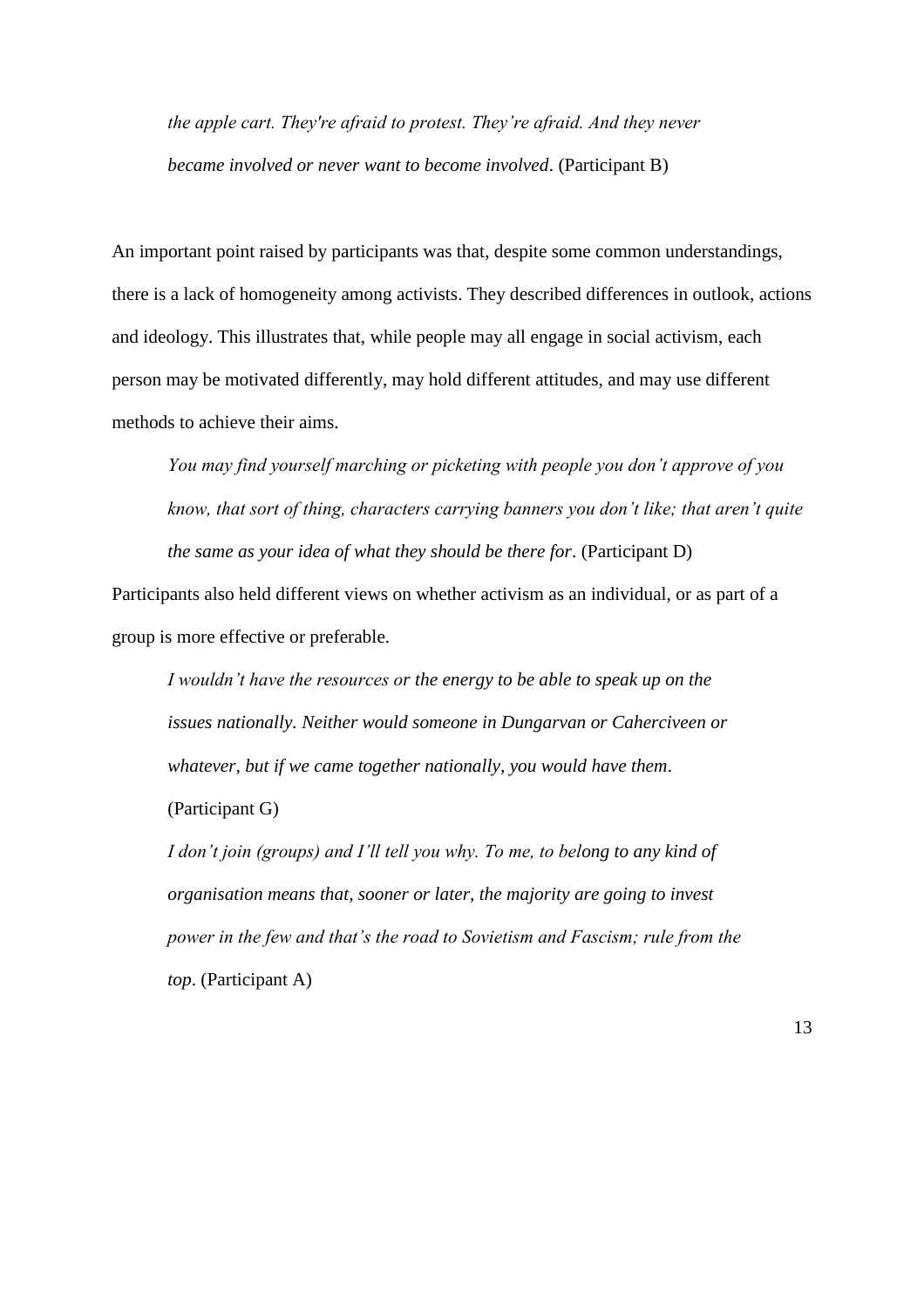> *the apple cart. They're afraid to protest. They're afraid. And they never became involved or never want to become involved*. (Participant B)

An important point raised by participants was that, despite some common understandings, there is a lack of homogeneity among activists. They described differences in outlook, actions and ideology. This illustrates that, while people may all engage in social activism, each person may be motivated differently, may hold different attitudes, and may use different methods to achieve their aims.

> *You may find yourself marching or picketing with people you don't approve of you know, that sort of thing, characters carrying banners you don't like; that aren't quite the same as your idea of what they should be there for*. (Participant D)

Participants also held different views on whether activism as an individual, or as part of a group is more effective or preferable.

> *I wouldn't have the resources or the energy to be able to speak up on the issues nationally. Neither would someone in Dungarvan or Caherciveen or whatever, but if we came together nationally, you would have them*. (Participant G)

> *I don't join (groups) and I'll tell you why. To me, to belong to any kind of organisation means that, sooner or later, the majority are going to invest power in the few and that's the road to Sovietism and Fascism; rule from the top*. (Participant A)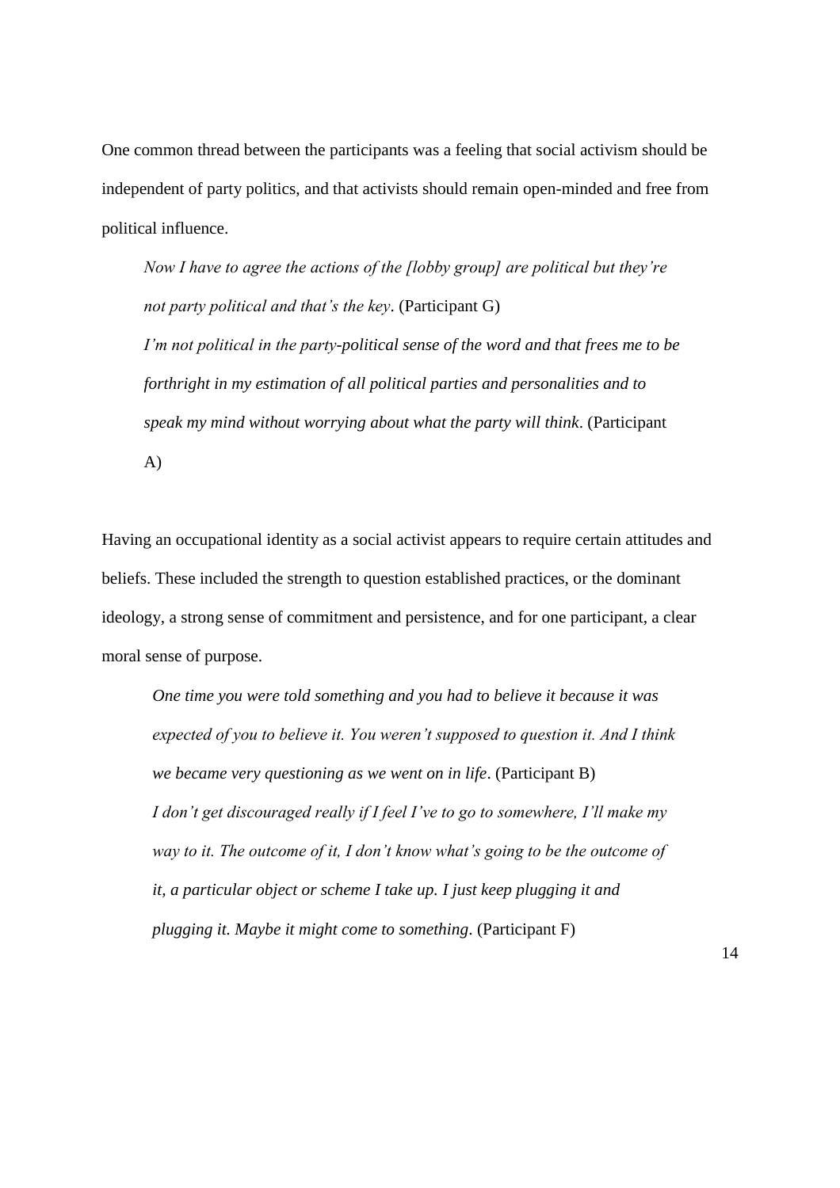One common thread between the participants was a feeling that social activism should be independent of party politics, and that activists should remain open-minded and free from political influence.

> *Now I have to agree the actions of the [lobby group] are political but they're not party political and that's the key*. (Participant G)
>
> *I'm not political in the party-political sense of the word and that frees me to be forthright in my estimation of all political parties and personalities and to speak my mind without worrying about what the party will think*. (Participant A)

Having an occupational identity as a social activist appears to require certain attitudes and beliefs. These included the strength to question established practices, or the dominant ideology, a strong sense of commitment and persistence, and for one participant, a clear moral sense of purpose.

> *One time you were told something and you had to believe it because it was expected of you to believe it. You weren't supposed to question it. And I think we became very questioning as we went on in life*. (Participant B)
>
> *I don't get discouraged really if I feel I've to go to somewhere, I'll make my way to it. The outcome of it, I don't know what's going to be the outcome of it, a particular object or scheme I take up. I just keep plugging it and plugging it. Maybe it might come to something*. (Participant F)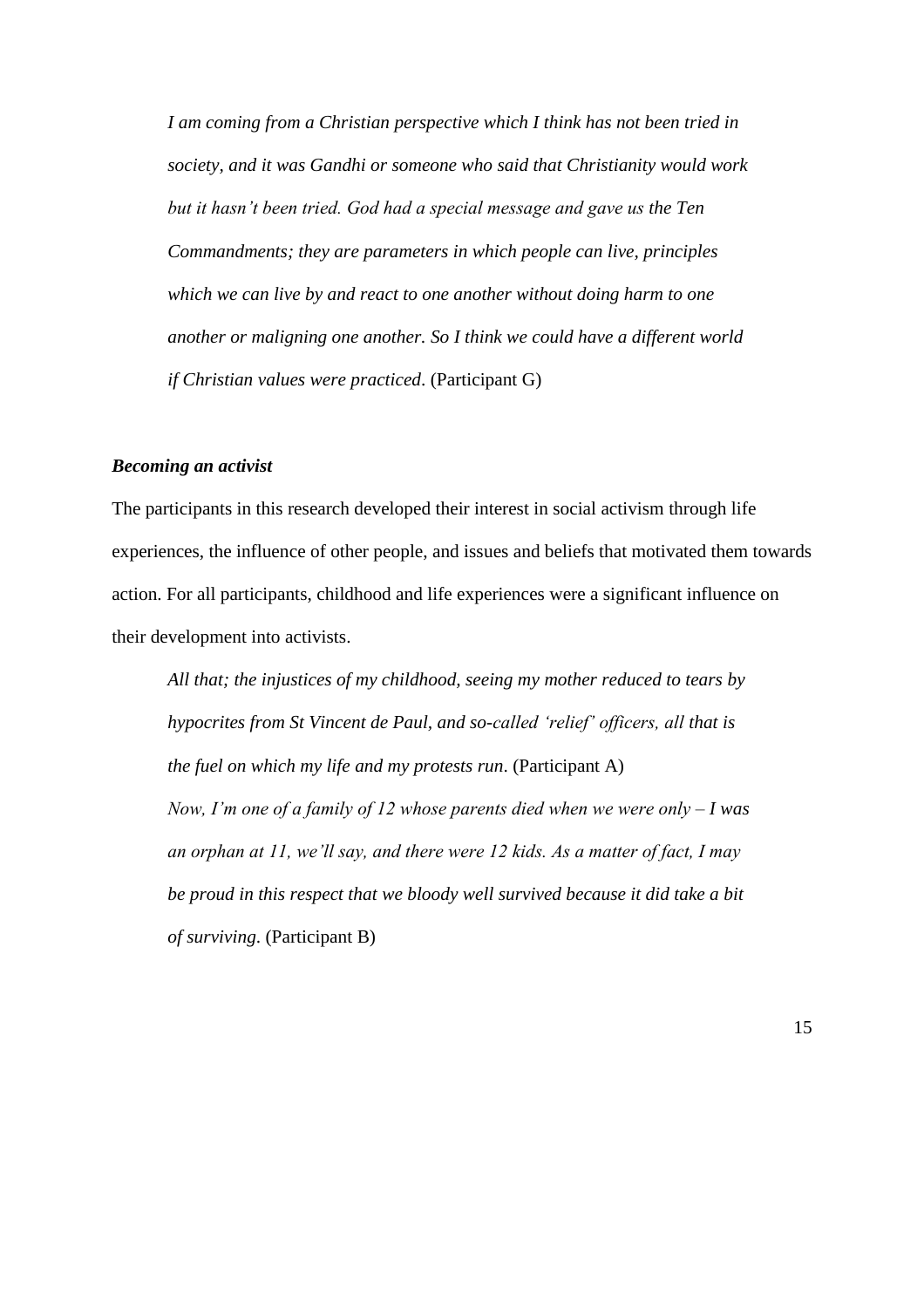> *I am coming from a Christian perspective which I think has not been tried in society, and it was Gandhi or someone who said that Christianity would work but it hasn't been tried. God had a special message and gave us the Ten Commandments; they are parameters in which people can live, principles which we can live by and react to one another without doing harm to one another or maligning one another. So I think we could have a different world if Christian values were practiced*. (Participant G)

***Becoming an activist***

The participants in this research developed their interest in social activism through life experiences, the influence of other people, and issues and beliefs that motivated them towards action. For all participants, childhood and life experiences were a significant influence on their development into activists.

> *All that; the injustices of my childhood, seeing my mother reduced to tears by hypocrites from St Vincent de Paul, and so-called 'relief' officers, all that is the fuel on which my life and my protests run*. (Participant A)
>
> *Now, I'm one of a family of 12 whose parents died when we were only – I was an orphan at 11, we'll say, and there were 12 kids. As a matter of fact, I may be proud in this respect that we bloody well survived because it did take a bit of surviving*. (Participant B)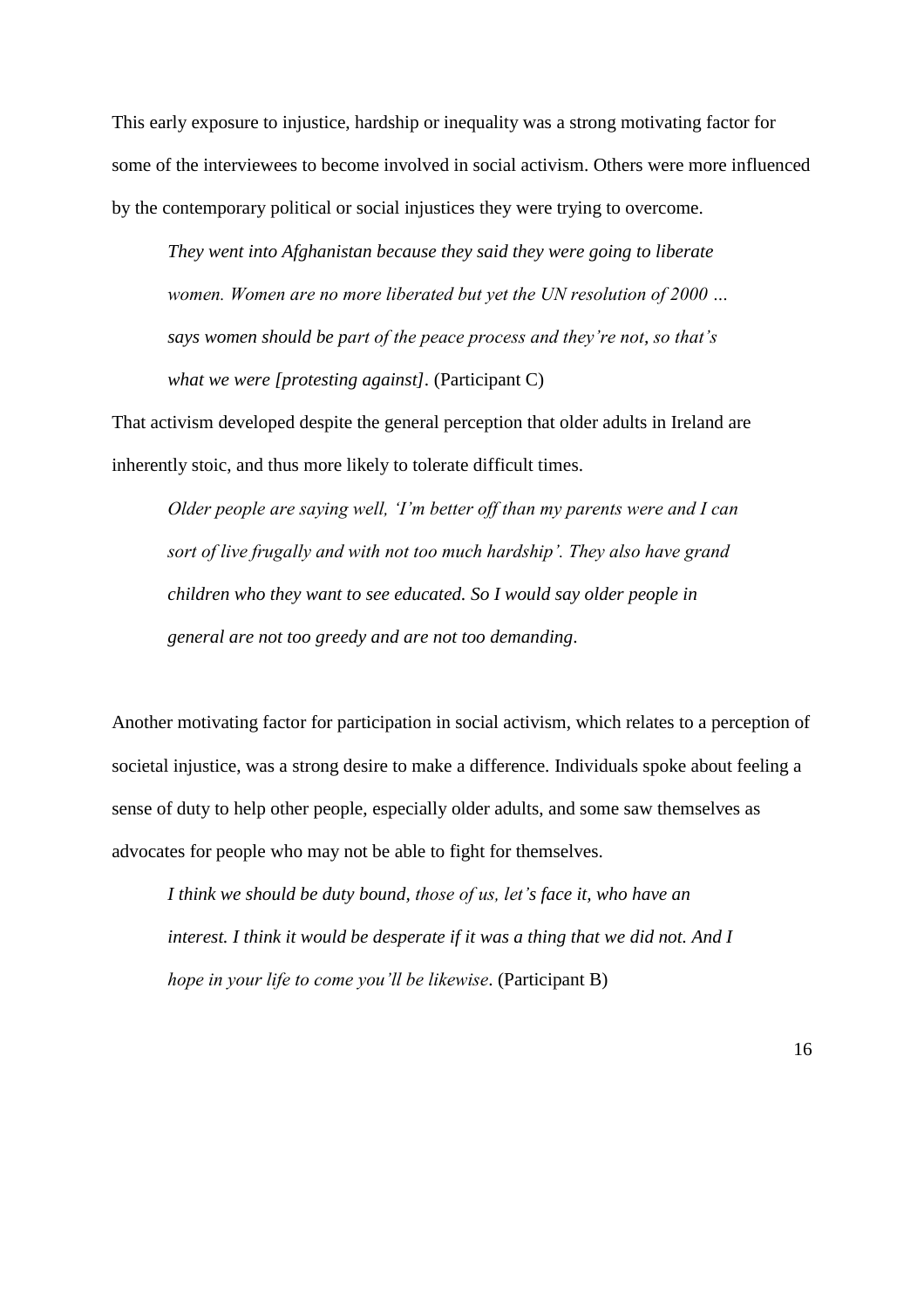This early exposure to injustice, hardship or inequality was a strong motivating factor for some of the interviewees to become involved in social activism. Others were more influenced by the contemporary political or social injustices they were trying to overcome.

> *They went into Afghanistan because they said they were going to liberate women. Women are no more liberated but yet the UN resolution of 2000 … says women should be part of the peace process and they're not, so that's what we were [protesting against]*. (Participant C)

That activism developed despite the general perception that older adults in Ireland are inherently stoic, and thus more likely to tolerate difficult times.

> *Older people are saying well, 'I'm better off than my parents were and I can sort of live frugally and with not too much hardship'. They also have grand children who they want to see educated. So I would say older people in general are not too greedy and are not too demanding*.

Another motivating factor for participation in social activism, which relates to a perception of societal injustice, was a strong desire to make a difference. Individuals spoke about feeling a sense of duty to help other people, especially older adults, and some saw themselves as advocates for people who may not be able to fight for themselves.

> *I think we should be duty bound, those of us, let's face it, who have an interest. I think it would be desperate if it was a thing that we did not. And I hope in your life to come you'll be likewise*. (Participant B)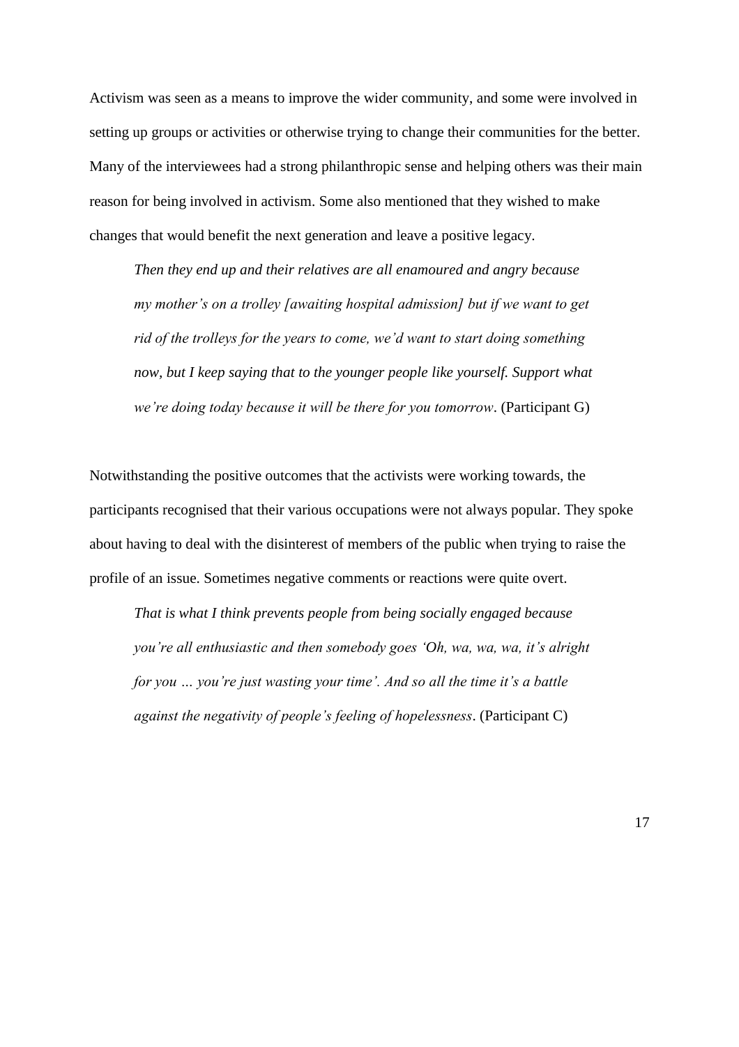Activism was seen as a means to improve the wider community, and some were involved in setting up groups or activities or otherwise trying to change their communities for the better. Many of the interviewees had a strong philanthropic sense and helping others was their main reason for being involved in activism. Some also mentioned that they wished to make changes that would benefit the next generation and leave a positive legacy.

> *Then they end up and their relatives are all enamoured and angry because my mother's on a trolley [awaiting hospital admission] but if we want to get rid of the trolleys for the years to come, we'd want to start doing something now, but I keep saying that to the younger people like yourself. Support what we're doing today because it will be there for you tomorrow*. (Participant G)

Notwithstanding the positive outcomes that the activists were working towards, the participants recognised that their various occupations were not always popular. They spoke about having to deal with the disinterest of members of the public when trying to raise the profile of an issue. Sometimes negative comments or reactions were quite overt.

> *That is what I think prevents people from being socially engaged because you're all enthusiastic and then somebody goes 'Oh, wa, wa, wa, it's alright for you … you're just wasting your time'. And so all the time it's a battle against the negativity of people's feeling of hopelessness*. (Participant C)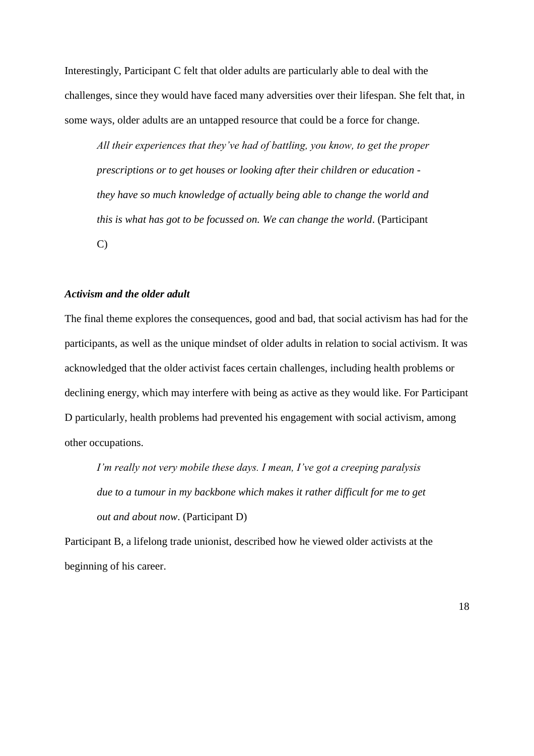Interestingly, Participant C felt that older adults are particularly able to deal with the challenges, since they would have faced many adversities over their lifespan. She felt that, in some ways, older adults are an untapped resource that could be a force for change.

> *All their experiences that they've had of battling, you know, to get the proper prescriptions or to get houses or looking after their children or education - they have so much knowledge of actually being able to change the world and this is what has got to be focussed on. We can change the world*. (Participant C)

### *Activism and the older adult*

The final theme explores the consequences, good and bad, that social activism has had for the participants, as well as the unique mindset of older adults in relation to social activism. It was acknowledged that the older activist faces certain challenges, including health problems or declining energy, which may interfere with being as active as they would like. For Participant D particularly, health problems had prevented his engagement with social activism, among other occupations.

> *I'm really not very mobile these days. I mean, I've got a creeping paralysis due to a tumour in my backbone which makes it rather difficult for me to get out and about now*. (Participant D)

Participant B, a lifelong trade unionist, described how he viewed older activists at the beginning of his career.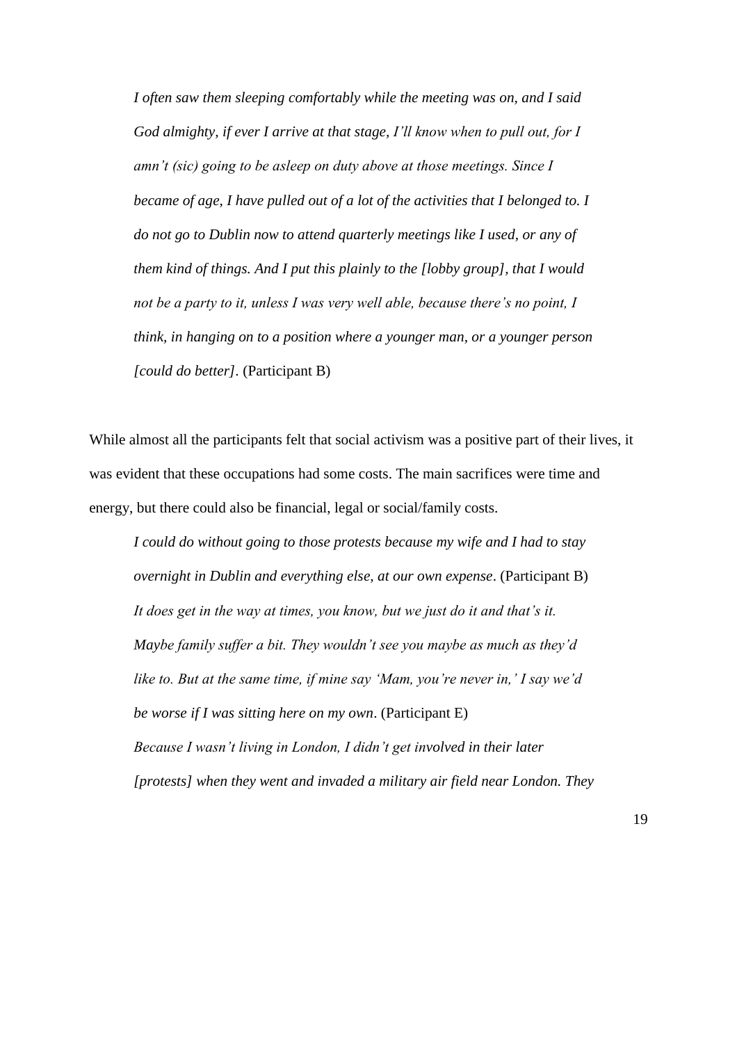> *I often saw them sleeping comfortably while the meeting was on, and I said God almighty, if ever I arrive at that stage, I'll know when to pull out, for I amn't (sic) going to be asleep on duty above at those meetings. Since I became of age, I have pulled out of a lot of the activities that I belonged to. I do not go to Dublin now to attend quarterly meetings like I used, or any of them kind of things. And I put this plainly to the [lobby group], that I would not be a party to it, unless I was very well able, because there's no point, I think, in hanging on to a position where a younger man, or a younger person [could do better].* (Participant B)

While almost all the participants felt that social activism was a positive part of their lives, it was evident that these occupations had some costs. The main sacrifices were time and energy, but there could also be financial, legal or social/family costs.

> *I could do without going to those protests because my wife and I had to stay overnight in Dublin and everything else, at our own expense*. (Participant B)
>
> *It does get in the way at times, you know, but we just do it and that's it. Maybe family suffer a bit. They wouldn't see you maybe as much as they'd like to. But at the same time, if mine say 'Mam, you're never in,' I say we'd be worse if I was sitting here on my own*. (Participant E)
>
> *Because I wasn't living in London, I didn't get involved in their later [protests] when they went and invaded a military air field near London. They*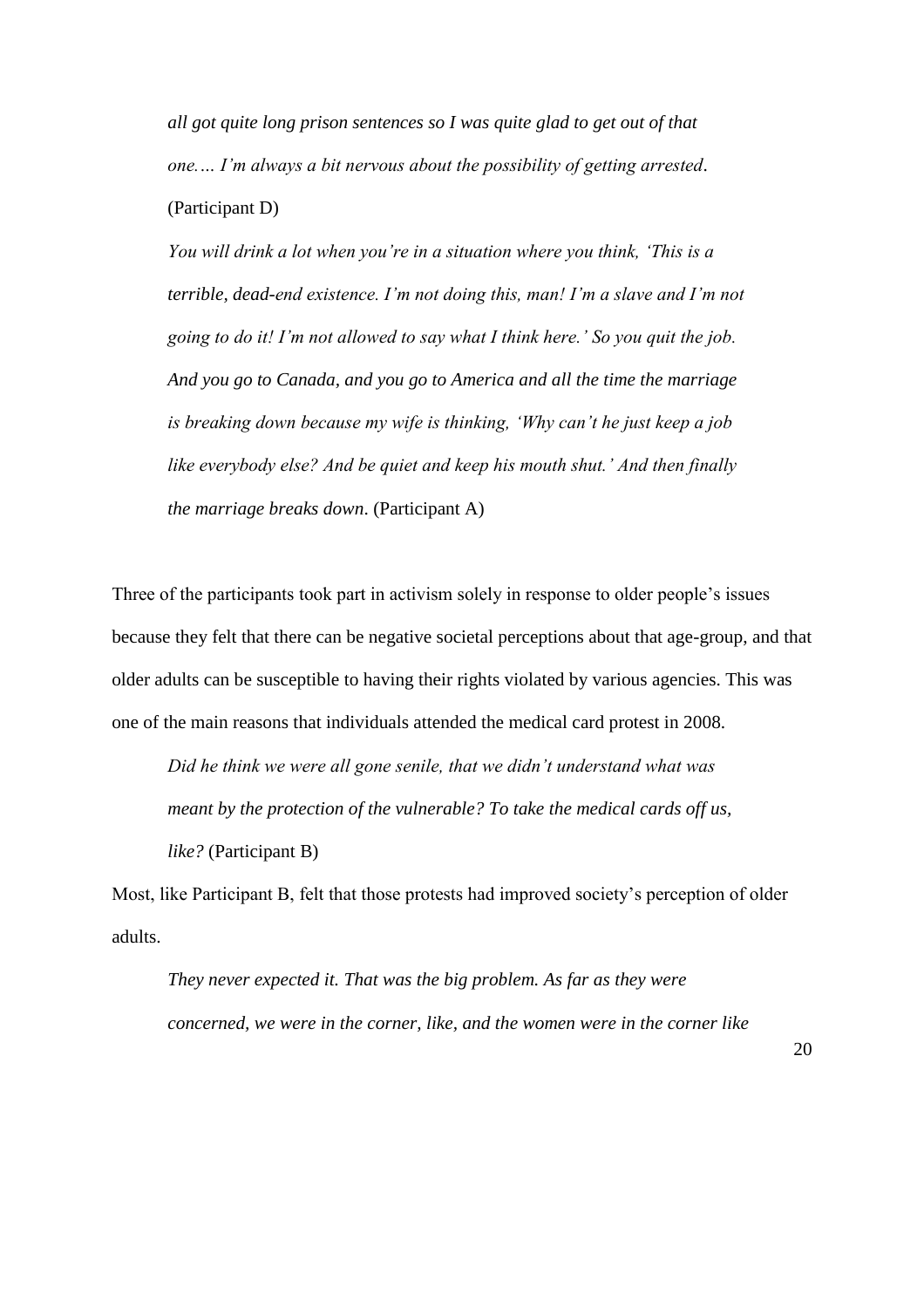> *all got quite long prison sentences so I was quite glad to get out of that one.… I'm always a bit nervous about the possibility of getting arrested*. (Participant D)

> *You will drink a lot when you're in a situation where you think, 'This is a terrible, dead-end existence. I'm not doing this, man! I'm a slave and I'm not going to do it! I'm not allowed to say what I think here.' So you quit the job. And you go to Canada, and you go to America and all the time the marriage is breaking down because my wife is thinking, 'Why can't he just keep a job like everybody else? And be quiet and keep his mouth shut.' And then finally the marriage breaks down*. (Participant A)

Three of the participants took part in activism solely in response to older people's issues because they felt that there can be negative societal perceptions about that age-group, and that older adults can be susceptible to having their rights violated by various agencies. This was one of the main reasons that individuals attended the medical card protest in 2008.

> *Did he think we were all gone senile, that we didn't understand what was meant by the protection of the vulnerable? To take the medical cards off us, like?* (Participant B)

Most, like Participant B, felt that those protests had improved society's perception of older adults.

> *They never expected it. That was the big problem. As far as they were concerned, we were in the corner, like, and the women were in the corner like*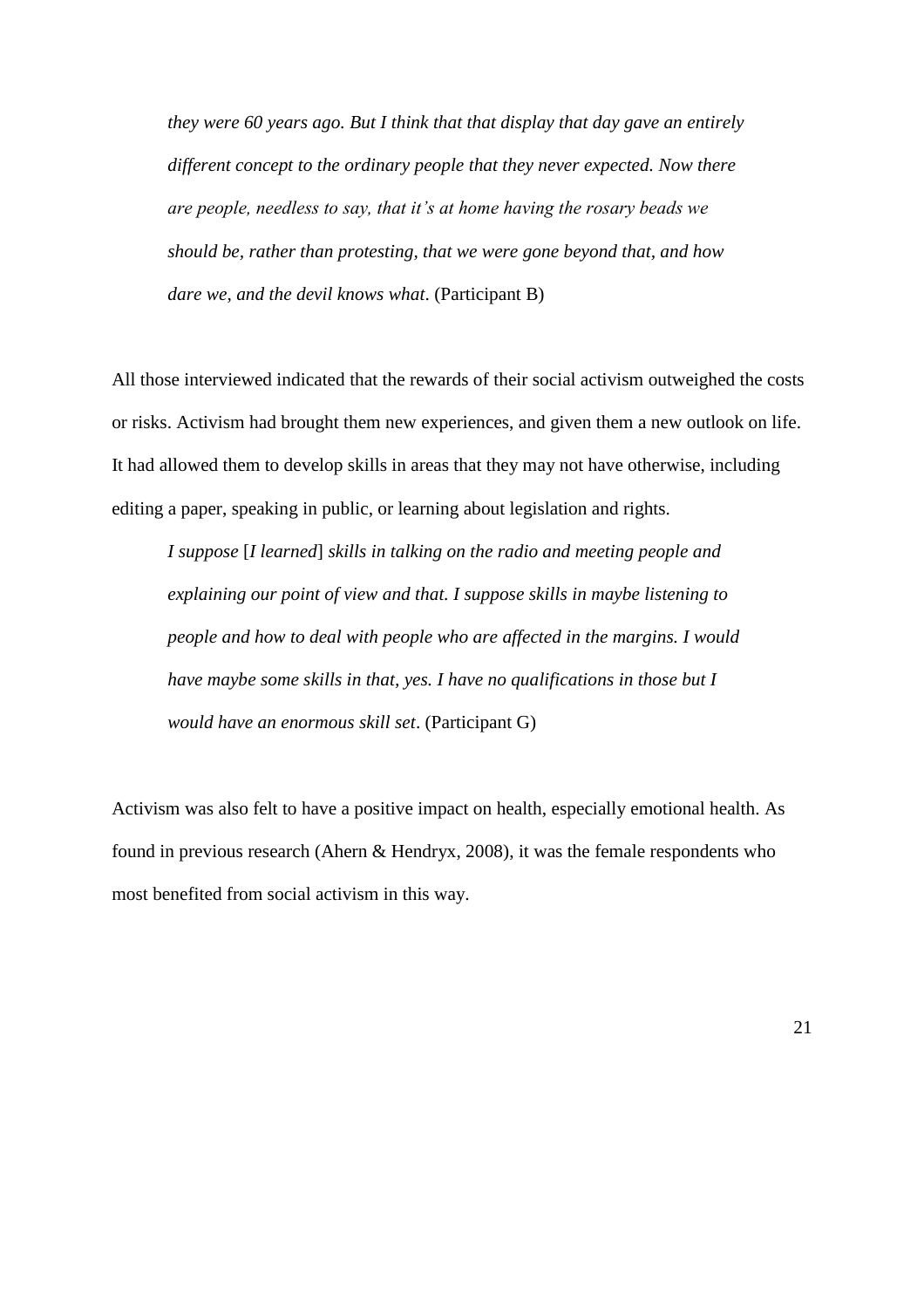> *they were 60 years ago. But I think that that display that day gave an entirely different concept to the ordinary people that they never expected. Now there are people, needless to say, that it's at home having the rosary beads we should be, rather than protesting, that we were gone beyond that, and how dare we, and the devil knows what*. (Participant B)

All those interviewed indicated that the rewards of their social activism outweighed the costs or risks. Activism had brought them new experiences, and given them a new outlook on life. It had allowed them to develop skills in areas that they may not have otherwise, including editing a paper, speaking in public, or learning about legislation and rights.

> *I suppose* [*I learned*] *skills in talking on the radio and meeting people and explaining our point of view and that. I suppose skills in maybe listening to people and how to deal with people who are affected in the margins. I would have maybe some skills in that, yes. I have no qualifications in those but I would have an enormous skill set*. (Participant G)

Activism was also felt to have a positive impact on health, especially emotional health. As found in previous research (Ahern & Hendryx, 2008), it was the female respondents who most benefited from social activism in this way.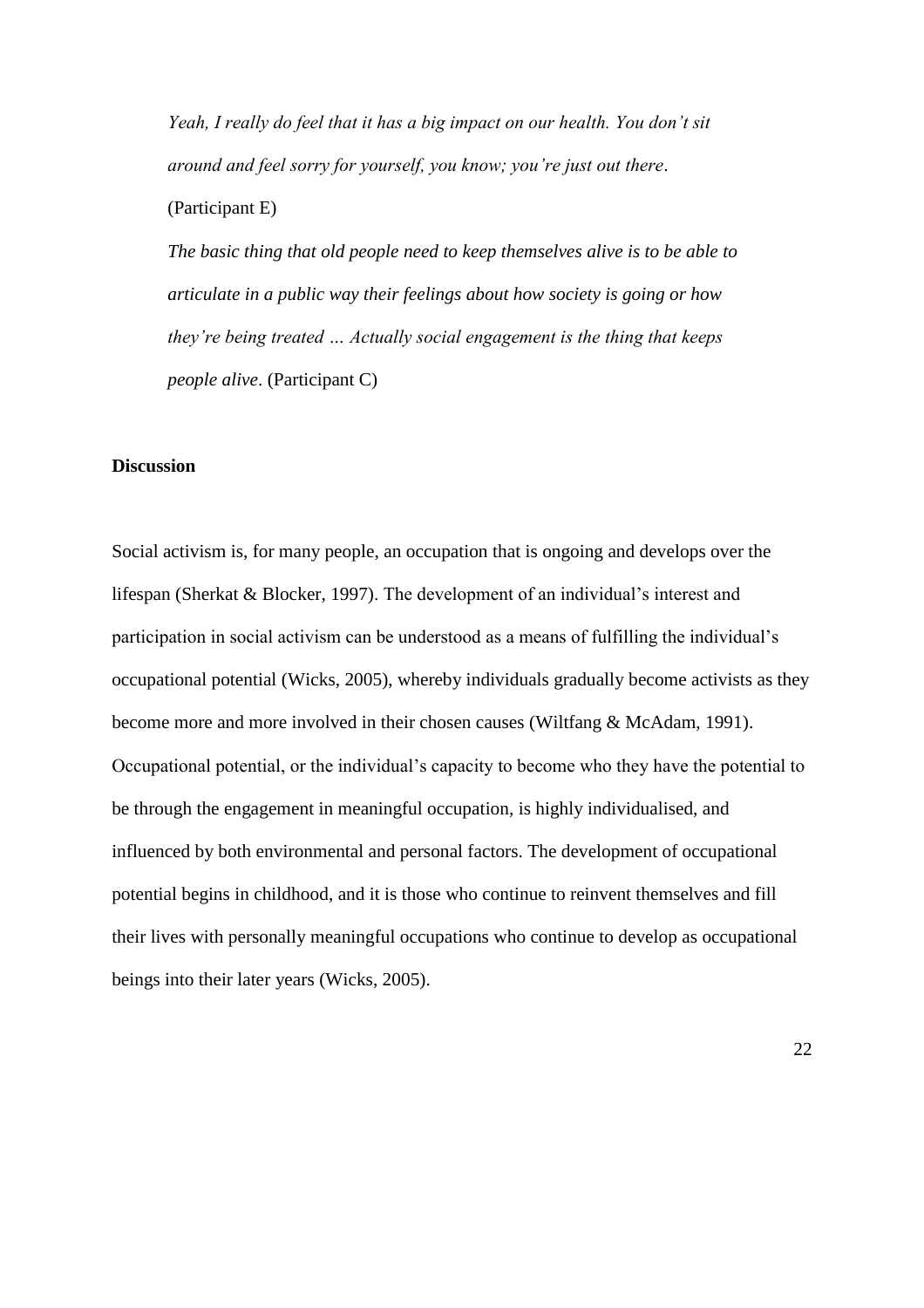> *Yeah, I really do feel that it has a big impact on our health. You don't sit around and feel sorry for yourself, you know; you're just out there*. (Participant E)
>
> *The basic thing that old people need to keep themselves alive is to be able to articulate in a public way their feelings about how society is going or how they're being treated … Actually social engagement is the thing that keeps people alive*. (Participant C)

**Discussion**

Social activism is, for many people, an occupation that is ongoing and develops over the lifespan (Sherkat & Blocker, 1997). The development of an individual's interest and participation in social activism can be understood as a means of fulfilling the individual's occupational potential (Wicks, 2005), whereby individuals gradually become activists as they become more and more involved in their chosen causes (Wiltfang & McAdam, 1991). Occupational potential, or the individual's capacity to become who they have the potential to be through the engagement in meaningful occupation, is highly individualised, and influenced by both environmental and personal factors. The development of occupational potential begins in childhood, and it is those who continue to reinvent themselves and fill their lives with personally meaningful occupations who continue to develop as occupational beings into their later years (Wicks, 2005).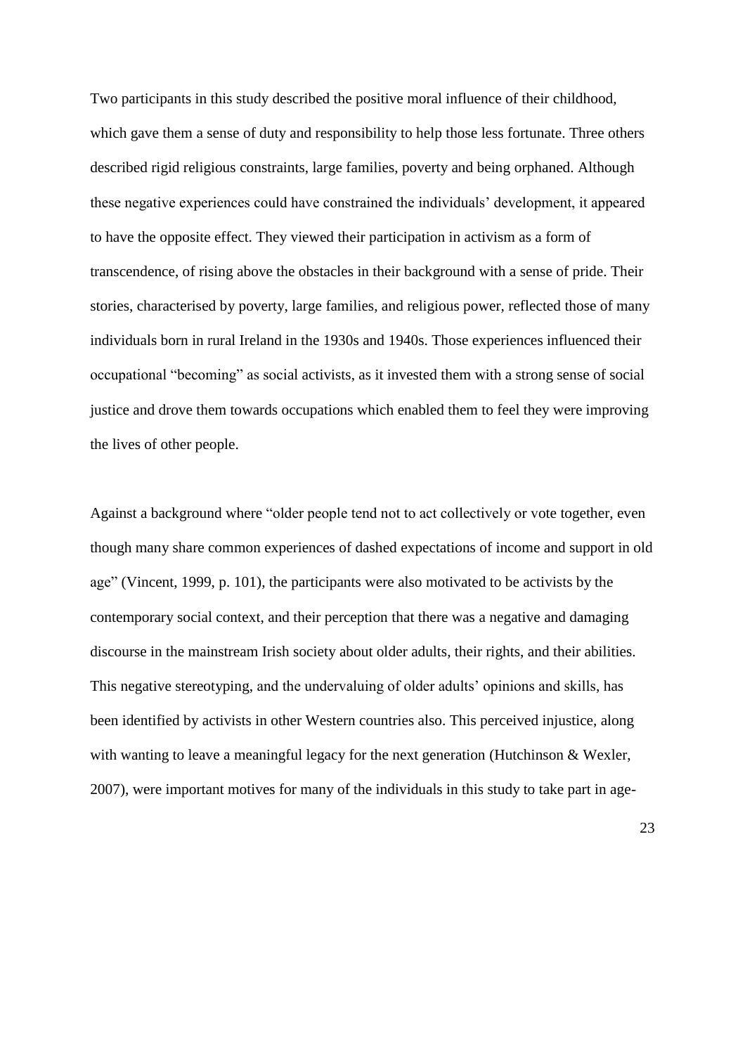Two participants in this study described the positive moral influence of their childhood, which gave them a sense of duty and responsibility to help those less fortunate. Three others described rigid religious constraints, large families, poverty and being orphaned. Although these negative experiences could have constrained the individuals' development, it appeared to have the opposite effect. They viewed their participation in activism as a form of transcendence, of rising above the obstacles in their background with a sense of pride. Their stories, characterised by poverty, large families, and religious power, reflected those of many individuals born in rural Ireland in the 1930s and 1940s. Those experiences influenced their occupational "becoming" as social activists, as it invested them with a strong sense of social justice and drove them towards occupations which enabled them to feel they were improving the lives of other people.

Against a background where "older people tend not to act collectively or vote together, even though many share common experiences of dashed expectations of income and support in old age" (Vincent, 1999, p. 101), the participants were also motivated to be activists by the contemporary social context, and their perception that there was a negative and damaging discourse in the mainstream Irish society about older adults, their rights, and their abilities. This negative stereotyping, and the undervaluing of older adults' opinions and skills, has been identified by activists in other Western countries also. This perceived injustice, along with wanting to leave a meaningful legacy for the next generation (Hutchinson & Wexler, 2007), were important motives for many of the individuals in this study to take part in age-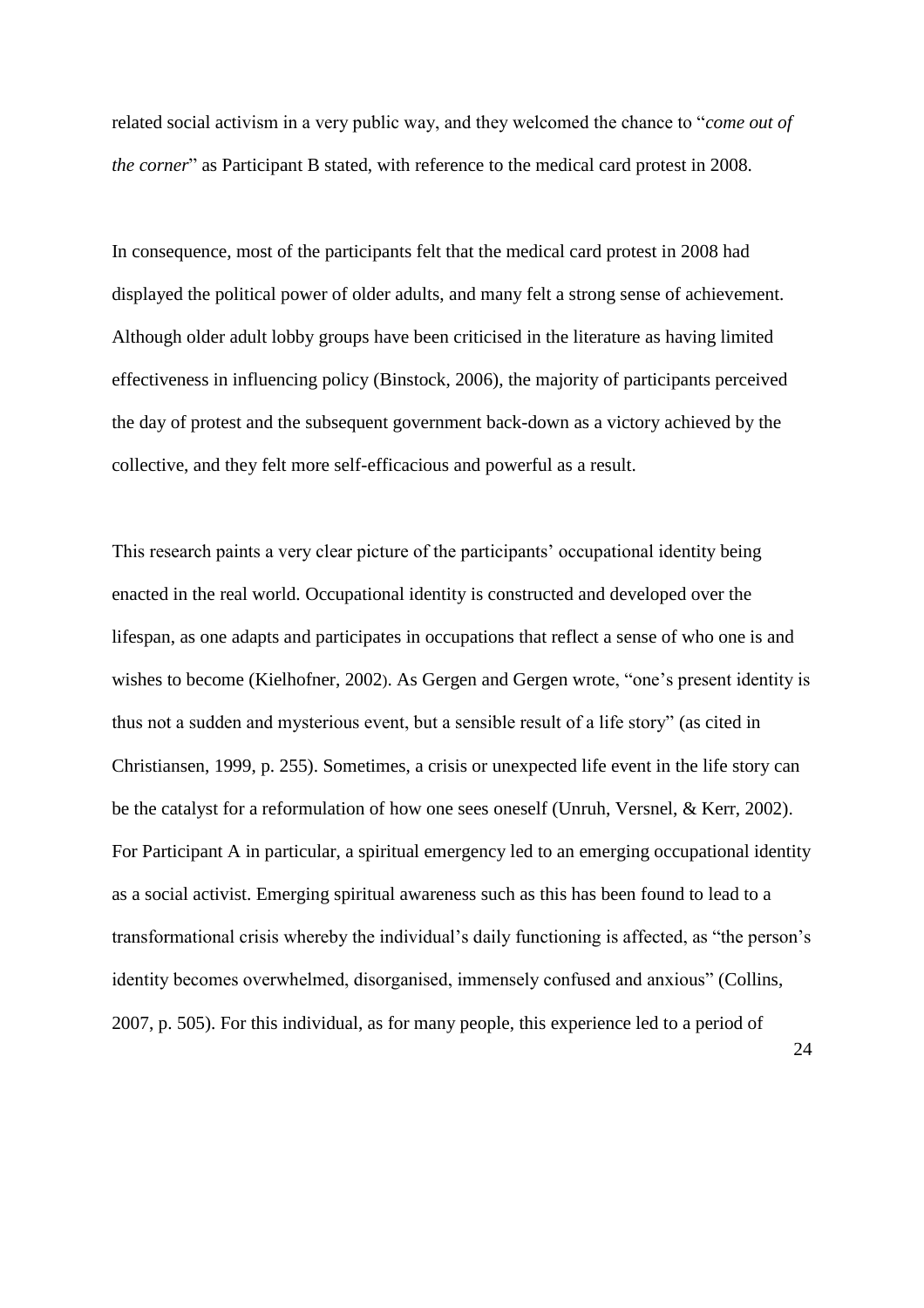related social activism in a very public way, and they welcomed the chance to "*come out of the corner*" as Participant B stated, with reference to the medical card protest in 2008.

In consequence, most of the participants felt that the medical card protest in 2008 had displayed the political power of older adults, and many felt a strong sense of achievement. Although older adult lobby groups have been criticised in the literature as having limited effectiveness in influencing policy (Binstock, 2006), the majority of participants perceived the day of protest and the subsequent government back-down as a victory achieved by the collective, and they felt more self-efficacious and powerful as a result.

This research paints a very clear picture of the participants' occupational identity being enacted in the real world. Occupational identity is constructed and developed over the lifespan, as one adapts and participates in occupations that reflect a sense of who one is and wishes to become (Kielhofner, 2002). As Gergen and Gergen wrote, "one's present identity is thus not a sudden and mysterious event, but a sensible result of a life story" (as cited in Christiansen, 1999, p. 255). Sometimes, a crisis or unexpected life event in the life story can be the catalyst for a reformulation of how one sees oneself (Unruh, Versnel, & Kerr, 2002). For Participant A in particular, a spiritual emergency led to an emerging occupational identity as a social activist. Emerging spiritual awareness such as this has been found to lead to a transformational crisis whereby the individual's daily functioning is affected, as "the person's identity becomes overwhelmed, disorganised, immensely confused and anxious" (Collins, 2007, p. 505). For this individual, as for many people, this experience led to a period of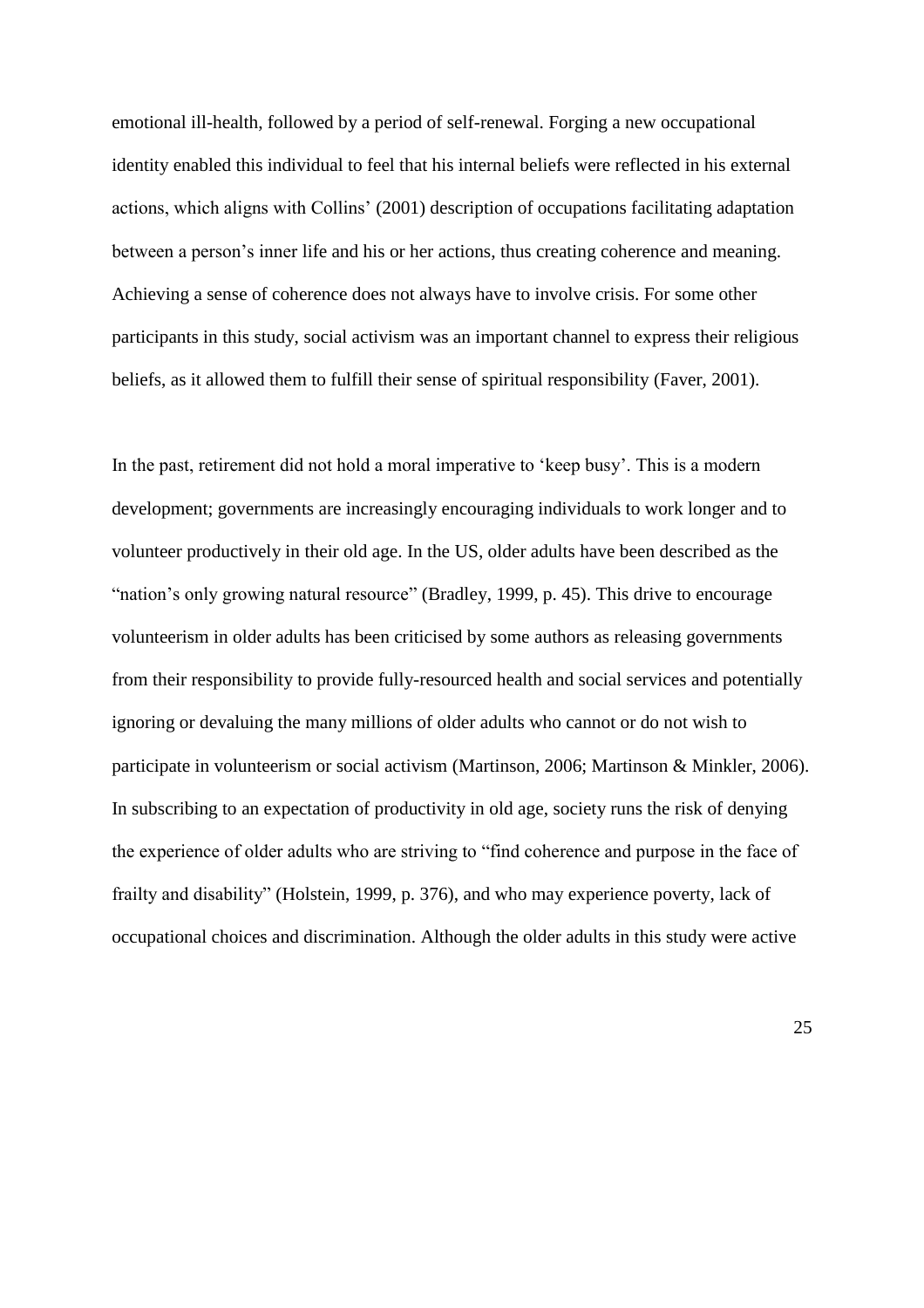emotional ill-health, followed by a period of self-renewal. Forging a new occupational identity enabled this individual to feel that his internal beliefs were reflected in his external actions, which aligns with Collins' (2001) description of occupations facilitating adaptation between a person's inner life and his or her actions, thus creating coherence and meaning. Achieving a sense of coherence does not always have to involve crisis. For some other participants in this study, social activism was an important channel to express their religious beliefs, as it allowed them to fulfill their sense of spiritual responsibility (Faver, 2001).

In the past, retirement did not hold a moral imperative to 'keep busy'. This is a modern development; governments are increasingly encouraging individuals to work longer and to volunteer productively in their old age. In the US, older adults have been described as the "nation's only growing natural resource" (Bradley, 1999, p. 45). This drive to encourage volunteerism in older adults has been criticised by some authors as releasing governments from their responsibility to provide fully-resourced health and social services and potentially ignoring or devaluing the many millions of older adults who cannot or do not wish to participate in volunteerism or social activism (Martinson, 2006; Martinson & Minkler, 2006). In subscribing to an expectation of productivity in old age, society runs the risk of denying the experience of older adults who are striving to "find coherence and purpose in the face of frailty and disability" (Holstein, 1999, p. 376), and who may experience poverty, lack of occupational choices and discrimination. Although the older adults in this study were active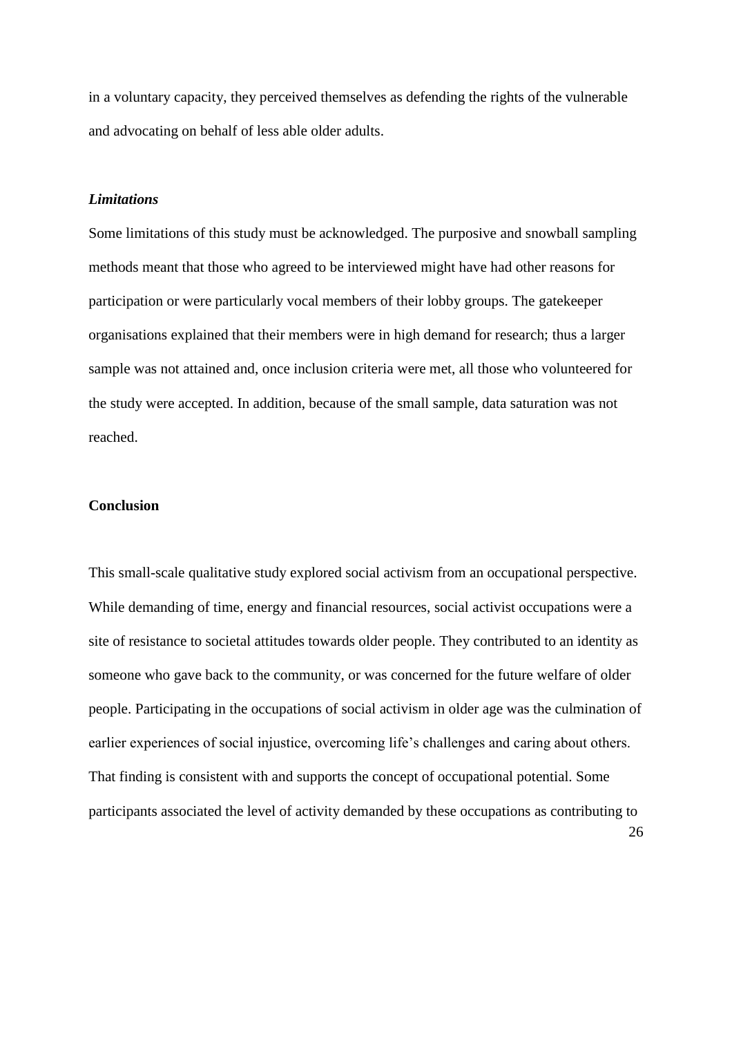in a voluntary capacity, they perceived themselves as defending the rights of the vulnerable and advocating on behalf of less able older adults.

### *Limitations*

Some limitations of this study must be acknowledged. The purposive and snowball sampling methods meant that those who agreed to be interviewed might have had other reasons for participation or were particularly vocal members of their lobby groups. The gatekeeper organisations explained that their members were in high demand for research; thus a larger sample was not attained and, once inclusion criteria were met, all those who volunteered for the study were accepted. In addition, because of the small sample, data saturation was not reached.

## Conclusion

This small-scale qualitative study explored social activism from an occupational perspective. While demanding of time, energy and financial resources, social activist occupations were a site of resistance to societal attitudes towards older people. They contributed to an identity as someone who gave back to the community, or was concerned for the future welfare of older people. Participating in the occupations of social activism in older age was the culmination of earlier experiences of social injustice, overcoming life's challenges and caring about others. That finding is consistent with and supports the concept of occupational potential. Some participants associated the level of activity demanded by these occupations as contributing to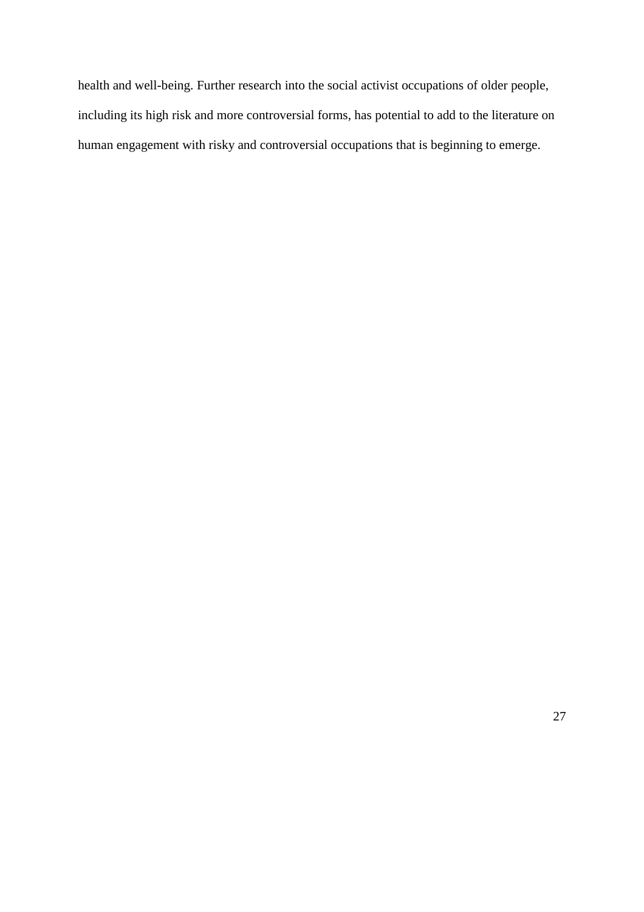health and well-being. Further research into the social activist occupations of older people, including its high risk and more controversial forms, has potential to add to the literature on human engagement with risky and controversial occupations that is beginning to emerge.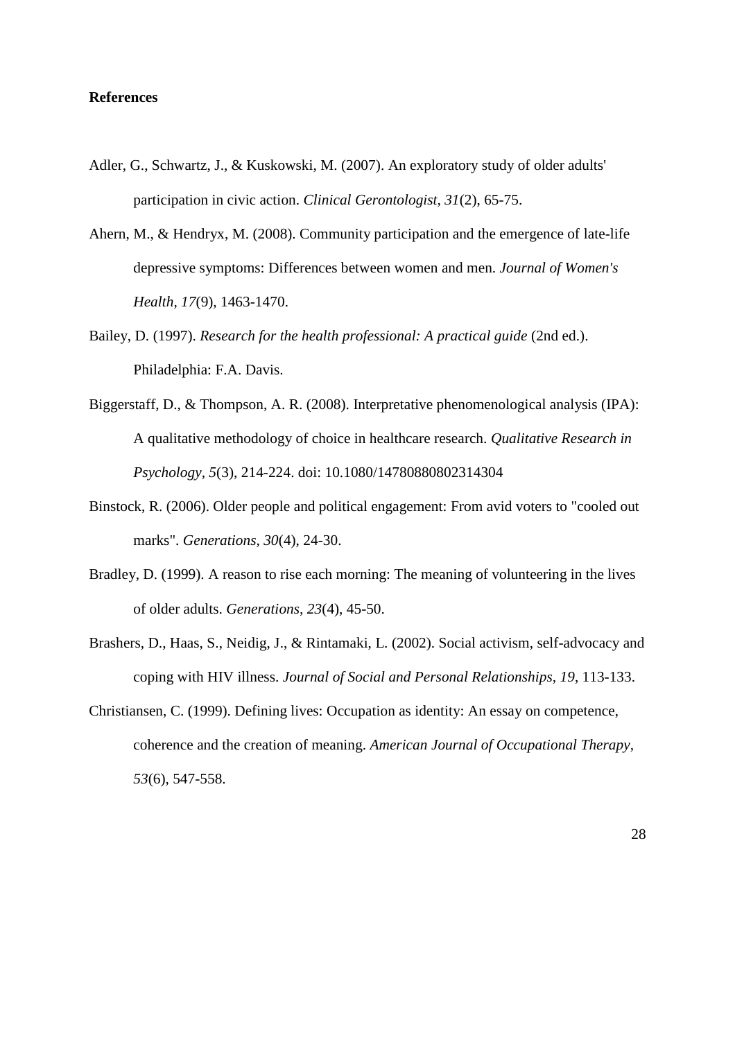**References**

Adler, G., Schwartz, J., & Kuskowski, M. (2007). An exploratory study of older adults' participation in civic action. *Clinical Gerontologist, 31*(2), 65-75.

Ahern, M., & Hendryx, M. (2008). Community participation and the emergence of late-life depressive symptoms: Differences between women and men. *Journal of Women's Health, 17*(9), 1463-1470.

Bailey, D. (1997). *Research for the health professional: A practical guide* (2nd ed.). Philadelphia: F.A. Davis.

Biggerstaff, D., & Thompson, A. R. (2008). Interpretative phenomenological analysis (IPA): A qualitative methodology of choice in healthcare research. *Qualitative Research in Psychology, 5*(3), 214-224. doi: 10.1080/14780880802314304

Binstock, R. (2006). Older people and political engagement: From avid voters to "cooled out marks". *Generations, 30*(4), 24-30.

Bradley, D. (1999). A reason to rise each morning: The meaning of volunteering in the lives of older adults. *Generations, 23*(4), 45-50.

Brashers, D., Haas, S., Neidig, J., & Rintamaki, L. (2002). Social activism, self-advocacy and coping with HIV illness. *Journal of Social and Personal Relationships, 19*, 113-133.

Christiansen, C. (1999). Defining lives: Occupation as identity: An essay on competence, coherence and the creation of meaning. *American Journal of Occupational Therapy, 53*(6), 547-558.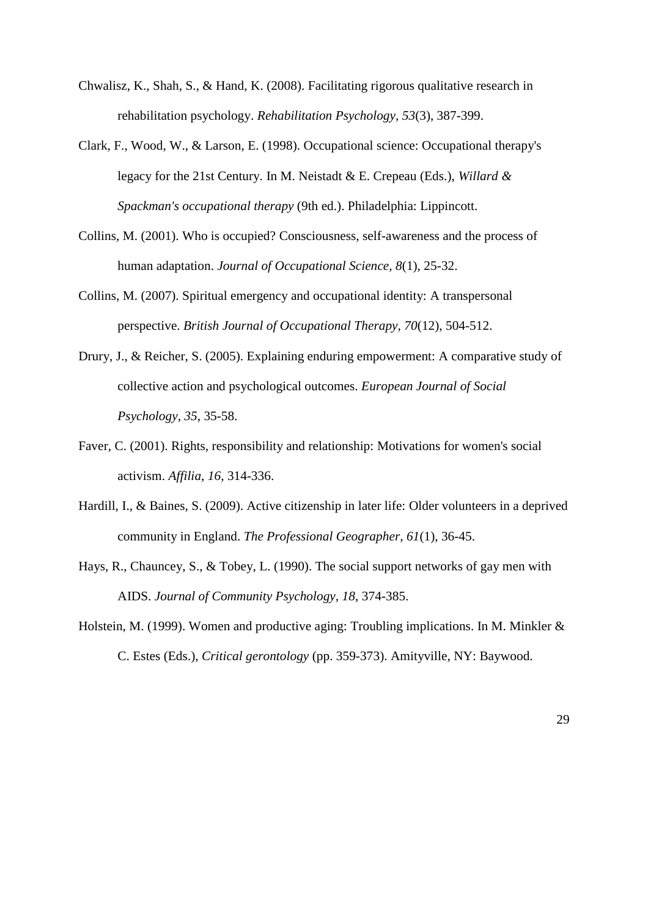Chwalisz, K., Shah, S., & Hand, K. (2008). Facilitating rigorous qualitative research in rehabilitation psychology. *Rehabilitation Psychology, 53*(3), 387-399.

Clark, F., Wood, W., & Larson, E. (1998). Occupational science: Occupational therapy's legacy for the 21st Century. In M. Neistadt & E. Crepeau (Eds.), *Willard & Spackman's occupational therapy* (9th ed.). Philadelphia: Lippincott.

Collins, M. (2001). Who is occupied? Consciousness, self-awareness and the process of human adaptation. *Journal of Occupational Science, 8*(1), 25-32.

Collins, M. (2007). Spiritual emergency and occupational identity: A transpersonal perspective. *British Journal of Occupational Therapy, 70*(12), 504-512.

Drury, J., & Reicher, S. (2005). Explaining enduring empowerment: A comparative study of collective action and psychological outcomes. *European Journal of Social Psychology, 35*, 35-58.

Faver, C. (2001). Rights, responsibility and relationship: Motivations for women's social activism. *Affilia, 16*, 314-336.

Hardill, I., & Baines, S. (2009). Active citizenship in later life: Older volunteers in a deprived community in England. *The Professional Geographer, 61*(1), 36-45.

Hays, R., Chauncey, S., & Tobey, L. (1990). The social support networks of gay men with AIDS. *Journal of Community Psychology, 18*, 374-385.

Holstein, M. (1999). Women and productive aging: Troubling implications. In M. Minkler & C. Estes (Eds.), *Critical gerontology* (pp. 359-373). Amityville, NY: Baywood.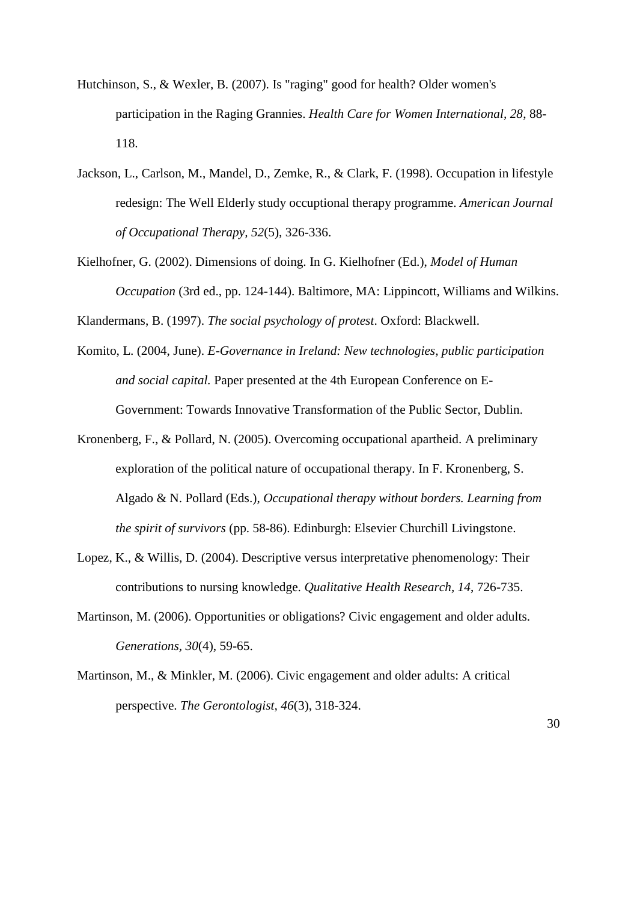Hutchinson, S., & Wexler, B. (2007). Is "raging" good for health? Older women's participation in the Raging Grannies. *Health Care for Women International, 28*, 88-118.

Jackson, L., Carlson, M., Mandel, D., Zemke, R., & Clark, F. (1998). Occupation in lifestyle redesign: The Well Elderly study occuptional therapy programme. *American Journal of Occupational Therapy, 52*(5), 326-336.

Kielhofner, G. (2002). Dimensions of doing. In G. Kielhofner (Ed.), *Model of Human Occupation* (3rd ed., pp. 124-144). Baltimore, MA: Lippincott, Williams and Wilkins.

Klandermans, B. (1997). *The social psychology of protest*. Oxford: Blackwell.

Komito, L. (2004, June). *E-Governance in Ireland: New technologies, public participation and social capital.* Paper presented at the 4th European Conference on E-Government: Towards Innovative Transformation of the Public Sector, Dublin.

Kronenberg, F., & Pollard, N. (2005). Overcoming occupational apartheid. A preliminary exploration of the political nature of occupational therapy. In F. Kronenberg, S. Algado & N. Pollard (Eds.), *Occupational therapy without borders. Learning from the spirit of survivors* (pp. 58-86). Edinburgh: Elsevier Churchill Livingstone.

Lopez, K., & Willis, D. (2004). Descriptive versus interpretative phenomenology: Their contributions to nursing knowledge. *Qualitative Health Research, 14*, 726-735.

Martinson, M. (2006). Opportunities or obligations? Civic engagement and older adults. *Generations, 30*(4), 59-65.

Martinson, M., & Minkler, M. (2006). Civic engagement and older adults: A critical perspective. *The Gerontologist, 46*(3), 318-324.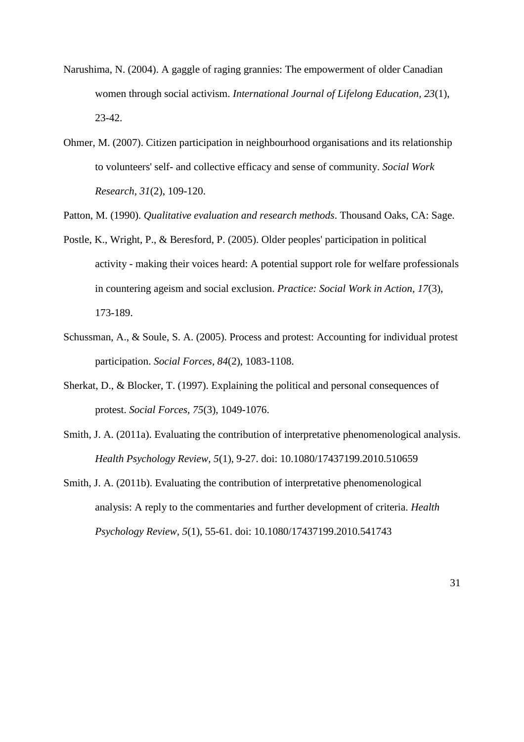Narushima, N. (2004). A gaggle of raging grannies: The empowerment of older Canadian women through social activism. *International Journal of Lifelong Education, 23*(1), 23-42.

Ohmer, M. (2007). Citizen participation in neighbourhood organisations and its relationship to volunteers' self- and collective efficacy and sense of community. *Social Work Research, 31*(2), 109-120.

Patton, M. (1990). *Qualitative evaluation and research methods*. Thousand Oaks, CA: Sage.

Postle, K., Wright, P., & Beresford, P. (2005). Older peoples' participation in political activity - making their voices heard: A potential support role for welfare professionals in countering ageism and social exclusion. *Practice: Social Work in Action, 17*(3), 173-189.

Schussman, A., & Soule, S. A. (2005). Process and protest: Accounting for individual protest participation. *Social Forces, 84*(2), 1083-1108.

Sherkat, D., & Blocker, T. (1997). Explaining the political and personal consequences of protest. *Social Forces, 75*(3), 1049-1076.

Smith, J. A. (2011a). Evaluating the contribution of interpretative phenomenological analysis. *Health Psychology Review, 5*(1), 9-27. doi: 10.1080/17437199.2010.510659

Smith, J. A. (2011b). Evaluating the contribution of interpretative phenomenological analysis: A reply to the commentaries and further development of criteria. *Health Psychology Review*, *5*(1), 55-61. doi: 10.1080/17437199.2010.541743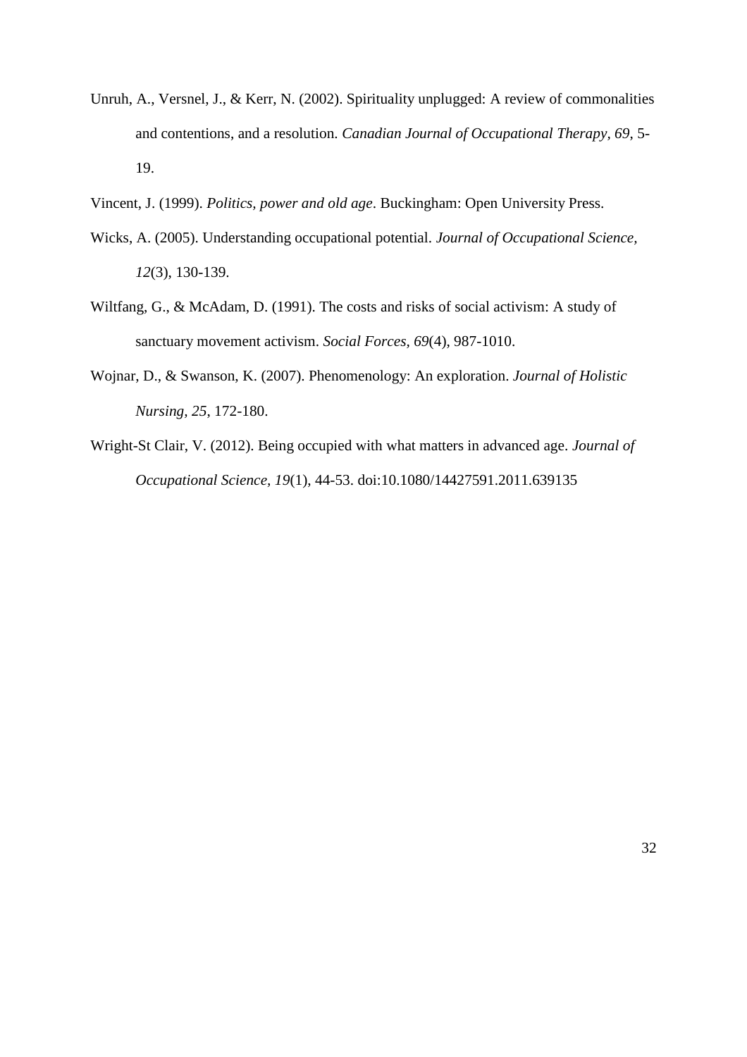Unruh, A., Versnel, J., & Kerr, N. (2002). Spirituality unplugged: A review of commonalities and contentions, and a resolution. *Canadian Journal of Occupational Therapy, 69*, 5-19.

Vincent, J. (1999). *Politics, power and old age*. Buckingham: Open University Press.

Wicks, A. (2005). Understanding occupational potential. *Journal of Occupational Science, 12*(3), 130-139.

Wiltfang, G., & McAdam, D. (1991). The costs and risks of social activism: A study of sanctuary movement activism. *Social Forces, 69*(4), 987-1010.

Wojnar, D., & Swanson, K. (2007). Phenomenology: An exploration. *Journal of Holistic Nursing, 25*, 172-180.

Wright-St Clair, V. (2012). Being occupied with what matters in advanced age. *Journal of Occupational Science, 19*(1), 44-53. doi:10.1080/14427591.2011.639135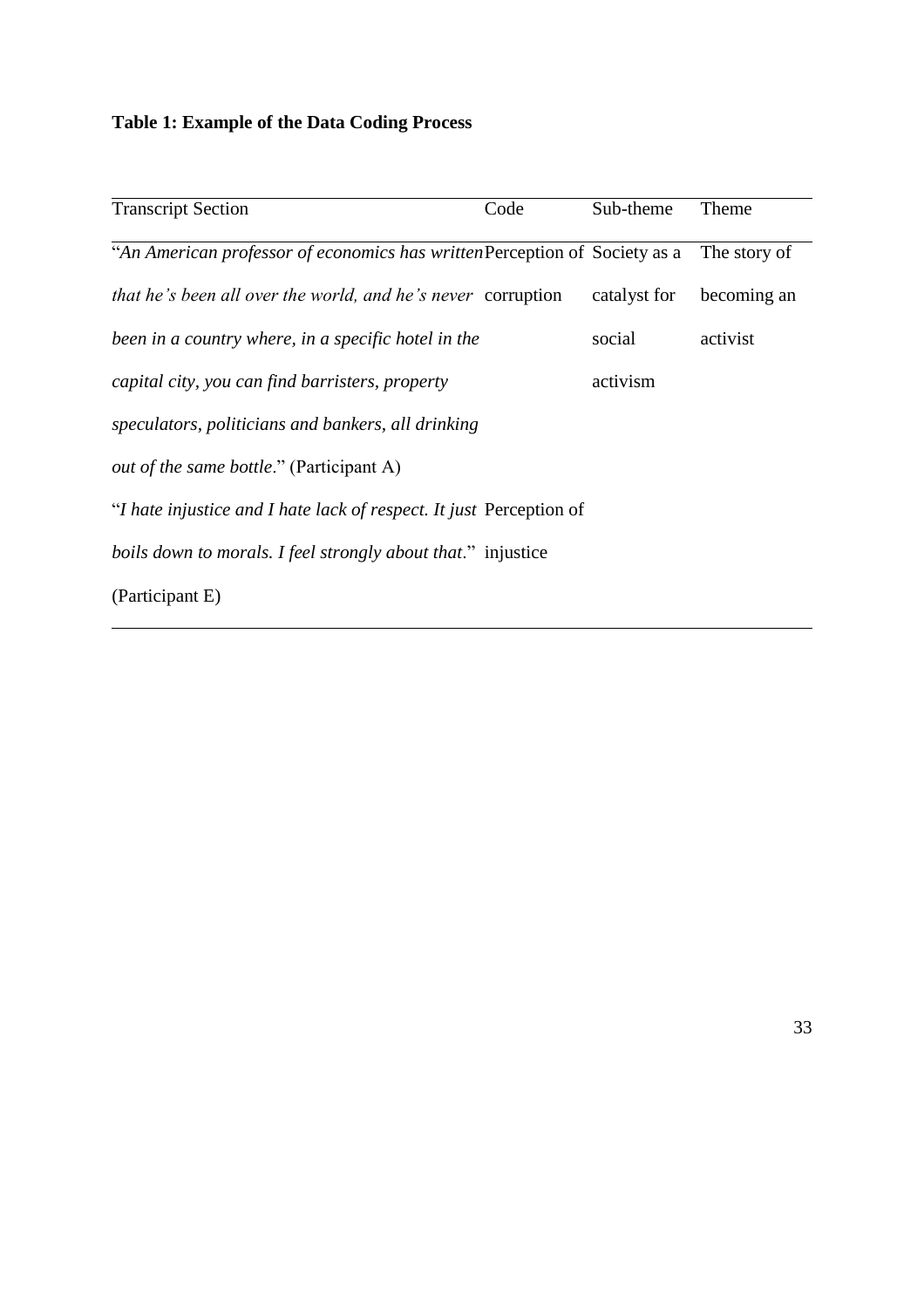**Table 1: Example of the Data Coding Process**

| Transcript Section | Code | Sub-theme | Theme |
|---|---|---|---|
| "*An American professor of economics has written that he's been all over the world, and he's never been in a country where, in a specific hotel in the capital city, you can find barristers, property speculators, politicians and bankers, all drinking out of the same bottle*." (Participant A) | Perception of corruption | Society as a catalyst for social activism | The story of becoming an activist |
| "*I hate injustice and I hate lack of respect. It just boils down to morals. I feel strongly about that*." (Participant E) | Perception of injustice | | |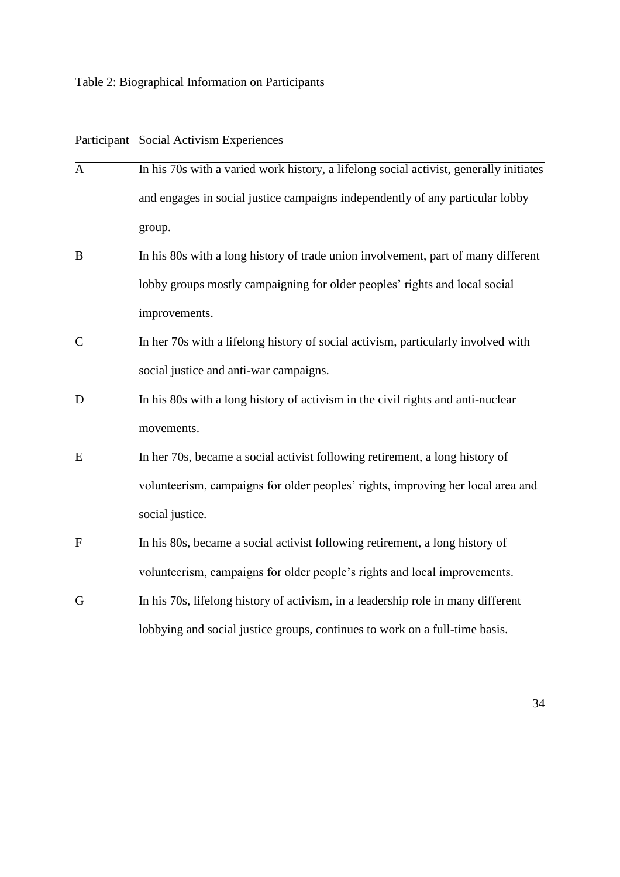Table 2: Biographical Information on Participants

| Participant | Social Activism Experiences |
| --- | --- |
| A | In his 70s with a varied work history, a lifelong social activist, generally initiates and engages in social justice campaigns independently of any particular lobby group. |
| B | In his 80s with a long history of trade union involvement, part of many different lobby groups mostly campaigning for older peoples' rights and local social improvements. |
| C | In her 70s with a lifelong history of social activism, particularly involved with social justice and anti-war campaigns. |
| D | In his 80s with a long history of activism in the civil rights and anti-nuclear movements. |
| E | In her 70s, became a social activist following retirement, a long history of volunteerism, campaigns for older peoples' rights, improving her local area and social justice. |
| F | In his 80s, became a social activist following retirement, a long history of volunteerism, campaigns for older people's rights and local improvements. |
| G | In his 70s, lifelong history of activism, in a leadership role in many different lobbying and social justice groups, continues to work on a full-time basis. |